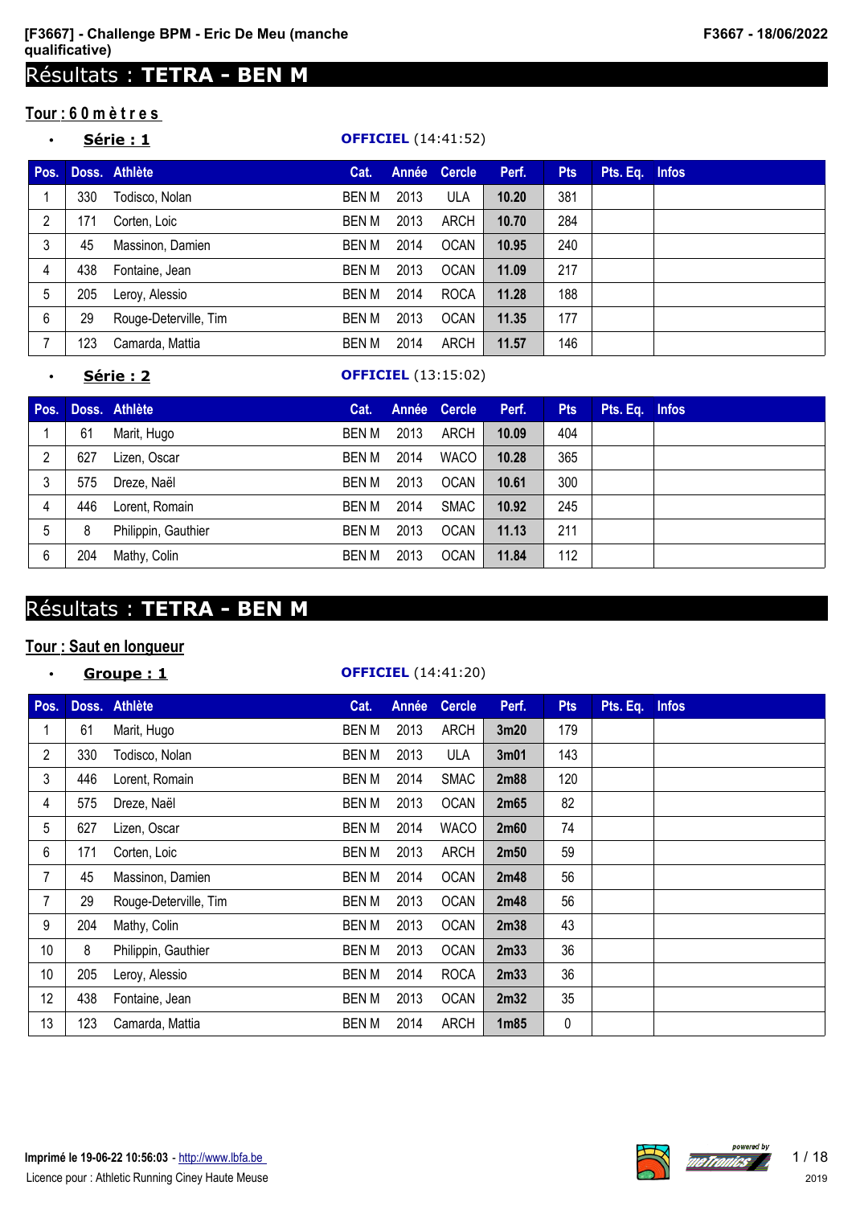**[F3667] - Challenge BPM - Eric De Meu (manche qualificative)**

**F3667 - 18/06/2022**

# Résultats : **TETRA - BEN M**

## Tour : 6 0 m è t r e s

- **Série : 1** — **OFFICIEL** (14:41:52)

| Pos. | Doss. | Athlète | Cat. | Année | Cercle | Perf. | Pts | Pts. Eq. | Infos |
|---|---|---|---|---|---|---|---|---|---|
| 1 | 330 | Todisco, Nolan | BEN M | 2013 | ULA | **10.20** | 381 | | |
| 2 | 171 | Corten, Loic | BEN M | 2013 | ARCH | **10.70** | 284 | | |
| 3 | 45 | Massinon, Damien | BEN M | 2014 | OCAN | **10.95** | 240 | | |
| 4 | 438 | Fontaine, Jean | BEN M | 2013 | OCAN | **11.09** | 217 | | |
| 5 | 205 | Leroy, Alessio | BEN M | 2014 | ROCA | **11.28** | 188 | | |
| 6 | 29 | Rouge-Deterville, Tim | BEN M | 2013 | OCAN | **11.35** | 177 | | |
| 7 | 123 | Camarda, Mattia | BEN M | 2014 | ARCH | **11.57** | 146 | | |

- **Série : 2** — **OFFICIEL** (13:15:02)

| Pos. | Doss. | Athlète | Cat. | Année | Cercle | Perf. | Pts | Pts. Eq. | Infos |
|---|---|---|---|---|---|---|---|---|---|
| 1 | 61 | Marit, Hugo | BEN M | 2013 | ARCH | **10.09** | 404 | | |
| 2 | 627 | Lizen, Oscar | BEN M | 2014 | WACO | **10.28** | 365 | | |
| 3 | 575 | Dreze, Naël | BEN M | 2013 | OCAN | **10.61** | 300 | | |
| 4 | 446 | Lorent, Romain | BEN M | 2014 | SMAC | **10.92** | 245 | | |
| 5 | 8 | Philippin, Gauthier | BEN M | 2013 | OCAN | **11.13** | 211 | | |
| 6 | 204 | Mathy, Colin | BEN M | 2013 | OCAN | **11.84** | 112 | | |

# Résultats : **TETRA - BEN M**

## Tour : Saut en longueur

- **Groupe : 1** — **OFFICIEL** (14:41:20)

| Pos. | Doss. | Athlète | Cat. | Année | Cercle | Perf. | Pts | Pts. Eq. | Infos |
|---|---|---|---|---|---|---|---|---|---|
| 1 | 61 | Marit, Hugo | BEN M | 2013 | ARCH | **3m20** | 179 | | |
| 2 | 330 | Todisco, Nolan | BEN M | 2013 | ULA | **3m01** | 143 | | |
| 3 | 446 | Lorent, Romain | BEN M | 2014 | SMAC | **2m88** | 120 | | |
| 4 | 575 | Dreze, Naël | BEN M | 2013 | OCAN | **2m65** | 82 | | |
| 5 | 627 | Lizen, Oscar | BEN M | 2014 | WACO | **2m60** | 74 | | |
| 6 | 171 | Corten, Loic | BEN M | 2013 | ARCH | **2m50** | 59 | | |
| 7 | 45 | Massinon, Damien | BEN M | 2014 | OCAN | **2m48** | 56 | | |
| 7 | 29 | Rouge-Deterville, Tim | BEN M | 2013 | OCAN | **2m48** | 56 | | |
| 9 | 204 | Mathy, Colin | BEN M | 2013 | OCAN | **2m38** | 43 | | |
| 10 | 8 | Philippin, Gauthier | BEN M | 2013 | OCAN | **2m33** | 36 | | |
| 10 | 205 | Leroy, Alessio | BEN M | 2014 | ROCA | **2m33** | 36 | | |
| 12 | 438 | Fontaine, Jean | BEN M | 2013 | OCAN | **2m32** | 35 | | |
| 13 | 123 | Camarda, Mattia | BEN M | 2014 | ARCH | **1m85** | 0 | | |

**Imprimé le 19-06-22 10:56:03** - http://www.lbfa.be

Licence pour : Athletic Running Ciney Haute Meuse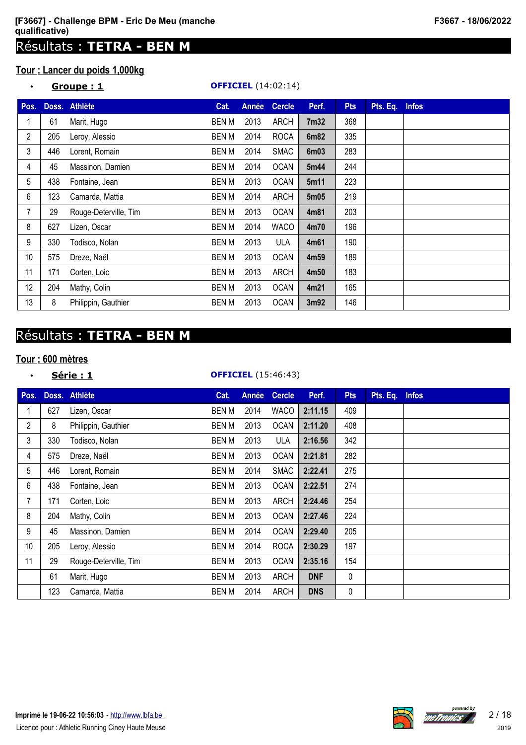## Résultats : **TETRA - BEN M**

### Tour : Lancer du poids 1,000kg

- **Groupe : 1** — **OFFICIEL** (14:02:14)

| Pos. | Doss. | Athlète | Cat. | Année | Cercle | Perf. | Pts | Pts. Eq. | Infos |
|---|---|---|---|---|---|---|---|---|---|
| 1 | 61 | Marit, Hugo | BEN M | 2013 | ARCH | **7m32** | 368 | | |
| 2 | 205 | Leroy, Alessio | BEN M | 2014 | ROCA | **6m82** | 335 | | |
| 3 | 446 | Lorent, Romain | BEN M | 2014 | SMAC | **6m03** | 283 | | |
| 4 | 45 | Massinon, Damien | BEN M | 2014 | OCAN | **5m44** | 244 | | |
| 5 | 438 | Fontaine, Jean | BEN M | 2013 | OCAN | **5m11** | 223 | | |
| 6 | 123 | Camarda, Mattia | BEN M | 2014 | ARCH | **5m05** | 219 | | |
| 7 | 29 | Rouge-Deterville, Tim | BEN M | 2013 | OCAN | **4m81** | 203 | | |
| 8 | 627 | Lizen, Oscar | BEN M | 2014 | WACO | **4m70** | 196 | | |
| 9 | 330 | Todisco, Nolan | BEN M | 2013 | ULA | **4m61** | 190 | | |
| 10 | 575 | Dreze, Naël | BEN M | 2013 | OCAN | **4m59** | 189 | | |
| 11 | 171 | Corten, Loic | BEN M | 2013 | ARCH | **4m50** | 183 | | |
| 12 | 204 | Mathy, Colin | BEN M | 2013 | OCAN | **4m21** | 165 | | |
| 13 | 8 | Philippin, Gauthier | BEN M | 2013 | OCAN | **3m92** | 146 | | |

## Résultats : **TETRA - BEN M**

### Tour : 600 mètres

- **Série : 1** — **OFFICIEL** (15:46:43)

| Pos. | Doss. | Athlète | Cat. | Année | Cercle | Perf. | Pts | Pts. Eq. | Infos |
|---|---|---|---|---|---|---|---|---|---|
| 1 | 627 | Lizen, Oscar | BEN M | 2014 | WACO | **2:11.15** | 409 | | |
| 2 | 8 | Philippin, Gauthier | BEN M | 2013 | OCAN | **2:11.20** | 408 | | |
| 3 | 330 | Todisco, Nolan | BEN M | 2013 | ULA | **2:16.56** | 342 | | |
| 4 | 575 | Dreze, Naël | BEN M | 2013 | OCAN | **2:21.81** | 282 | | |
| 5 | 446 | Lorent, Romain | BEN M | 2014 | SMAC | **2:22.41** | 275 | | |
| 6 | 438 | Fontaine, Jean | BEN M | 2013 | OCAN | **2:22.51** | 274 | | |
| 7 | 171 | Corten, Loic | BEN M | 2013 | ARCH | **2:24.46** | 254 | | |
| 8 | 204 | Mathy, Colin | BEN M | 2013 | OCAN | **2:27.46** | 224 | | |
| 9 | 45 | Massinon, Damien | BEN M | 2014 | OCAN | **2:29.40** | 205 | | |
| 10 | 205 | Leroy, Alessio | BEN M | 2014 | ROCA | **2:30.29** | 197 | | |
| 11 | 29 | Rouge-Deterville, Tim | BEN M | 2013 | OCAN | **2:35.16** | 154 | | |
| | 61 | Marit, Hugo | BEN M | 2013 | ARCH | **DNF** | 0 | | |
| | 123 | Camarda, Mattia | BEN M | 2014 | ARCH | **DNS** | 0 | | |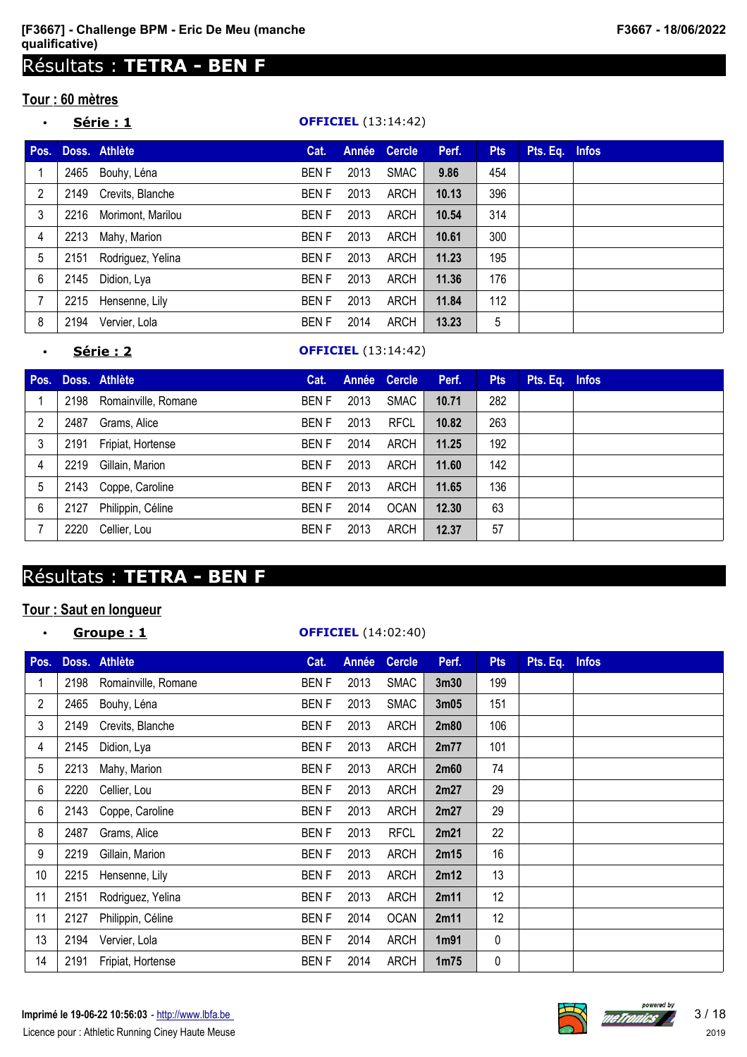# Résultats : **TETRA - BEN F**

## Tour : 60 mètres

- **Série : 1** — **OFFICIEL** (13:14:42)

| Pos. | Doss. | Athlète | Cat. | Année | Cercle | Perf. | Pts | Pts. Eq. | Infos |
|---|---|---|---|---|---|---|---|---|---|
| 1 | 2465 | Bouhy, Léna | BEN F | 2013 | SMAC | **9.86** | 454 | | |
| 2 | 2149 | Crevits, Blanche | BEN F | 2013 | ARCH | **10.13** | 396 | | |
| 3 | 2216 | Morimont, Marilou | BEN F | 2013 | ARCH | **10.54** | 314 | | |
| 4 | 2213 | Mahy, Marion | BEN F | 2013 | ARCH | **10.61** | 300 | | |
| 5 | 2151 | Rodriguez, Yelina | BEN F | 2013 | ARCH | **11.23** | 195 | | |
| 6 | 2145 | Didion, Lya | BEN F | 2013 | ARCH | **11.36** | 176 | | |
| 7 | 2215 | Hensenne, Lily | BEN F | 2013 | ARCH | **11.84** | 112 | | |
| 8 | 2194 | Vervier, Lola | BEN F | 2014 | ARCH | **13.23** | 5 | | |

- **Série : 2** — **OFFICIEL** (13:14:42)

| Pos. | Doss. | Athlète | Cat. | Année | Cercle | Perf. | Pts | Pts. Eq. | Infos |
|---|---|---|---|---|---|---|---|---|---|
| 1 | 2198 | Romainville, Romane | BEN F | 2013 | SMAC | **10.71** | 282 | | |
| 2 | 2487 | Grams, Alice | BEN F | 2013 | RFCL | **10.82** | 263 | | |
| 3 | 2191 | Fripiat, Hortense | BEN F | 2014 | ARCH | **11.25** | 192 | | |
| 4 | 2219 | Gillain, Marion | BEN F | 2013 | ARCH | **11.60** | 142 | | |
| 5 | 2143 | Coppe, Caroline | BEN F | 2013 | ARCH | **11.65** | 136 | | |
| 6 | 2127 | Philippin, Céline | BEN F | 2014 | OCAN | **12.30** | 63 | | |
| 7 | 2220 | Cellier, Lou | BEN F | 2013 | ARCH | **12.37** | 57 | | |

# Résultats : **TETRA - BEN F**

## Tour : Saut en longueur

- **Groupe : 1** — **OFFICIEL** (14:02:40)

| Pos. | Doss. | Athlète | Cat. | Année | Cercle | Perf. | Pts | Pts. Eq. | Infos |
|---|---|---|---|---|---|---|---|---|---|
| 1 | 2198 | Romainville, Romane | BEN F | 2013 | SMAC | **3m30** | 199 | | |
| 2 | 2465 | Bouhy, Léna | BEN F | 2013 | SMAC | **3m05** | 151 | | |
| 3 | 2149 | Crevits, Blanche | BEN F | 2013 | ARCH | **2m80** | 106 | | |
| 4 | 2145 | Didion, Lya | BEN F | 2013 | ARCH | **2m77** | 101 | | |
| 5 | 2213 | Mahy, Marion | BEN F | 2013 | ARCH | **2m60** | 74 | | |
| 6 | 2220 | Cellier, Lou | BEN F | 2013 | ARCH | **2m27** | 29 | | |
| 6 | 2143 | Coppe, Caroline | BEN F | 2013 | ARCH | **2m27** | 29 | | |
| 8 | 2487 | Grams, Alice | BEN F | 2013 | RFCL | **2m21** | 22 | | |
| 9 | 2219 | Gillain, Marion | BEN F | 2013 | ARCH | **2m15** | 16 | | |
| 10 | 2215 | Hensenne, Lily | BEN F | 2013 | ARCH | **2m12** | 13 | | |
| 11 | 2151 | Rodriguez, Yelina | BEN F | 2013 | ARCH | **2m11** | 12 | | |
| 11 | 2127 | Philippin, Céline | BEN F | 2014 | OCAN | **2m11** | 12 | | |
| 13 | 2194 | Vervier, Lola | BEN F | 2014 | ARCH | **1m91** | 0 | | |
| 14 | 2191 | Fripiat, Hortense | BEN F | 2014 | ARCH | **1m75** | 0 | | |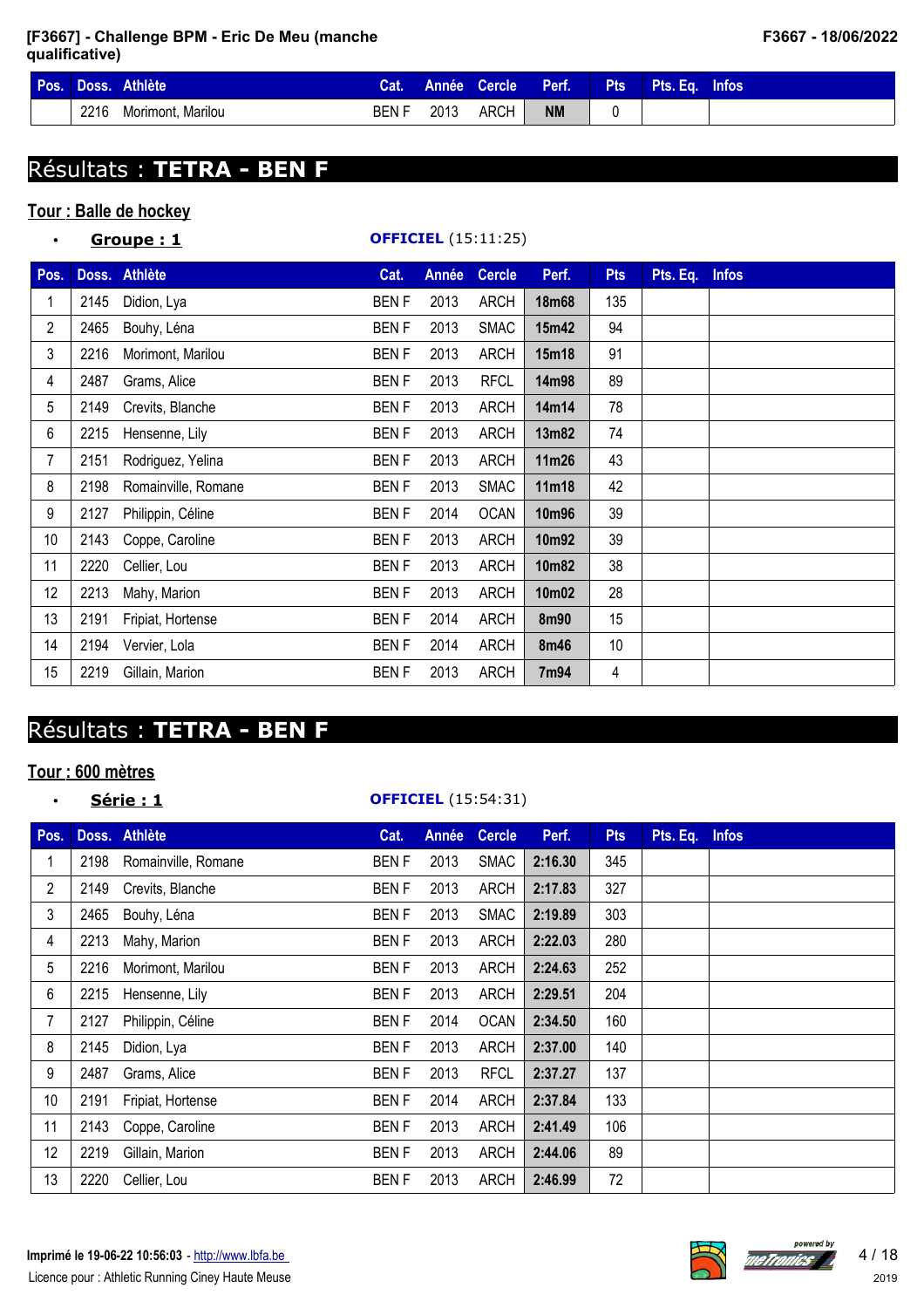**[F3667] - Challenge BPM - Eric De Meu (manche qualificative)**

| Pos. | Doss. | Athlète | Cat. | Année | Cercle | Perf. | Pts | Pts. Eq. | Infos |
|---|---|---|---|---|---|---|---|---|---|
| | 2216 | Morimont, Marilou | BEN F | 2013 | ARCH | **NM** | 0 | | |

# Résultats : **TETRA - BEN F**

## Tour : Balle de hockey

- **Groupe : 1** — **OFFICIEL** (15:11:25)

| Pos. | Doss. | Athlète | Cat. | Année | Cercle | Perf. | Pts | Pts. Eq. | Infos |
|---|---|---|---|---|---|---|---|---|---|
| 1 | 2145 | Didion, Lya | BEN F | 2013 | ARCH | **18m68** | 135 | | |
| 2 | 2465 | Bouhy, Léna | BEN F | 2013 | SMAC | **15m42** | 94 | | |
| 3 | 2216 | Morimont, Marilou | BEN F | 2013 | ARCH | **15m18** | 91 | | |
| 4 | 2487 | Grams, Alice | BEN F | 2013 | RFCL | **14m98** | 89 | | |
| 5 | 2149 | Crevits, Blanche | BEN F | 2013 | ARCH | **14m14** | 78 | | |
| 6 | 2215 | Hensenne, Lily | BEN F | 2013 | ARCH | **13m82** | 74 | | |
| 7 | 2151 | Rodriguez, Yelina | BEN F | 2013 | ARCH | **11m26** | 43 | | |
| 8 | 2198 | Romainville, Romane | BEN F | 2013 | SMAC | **11m18** | 42 | | |
| 9 | 2127 | Philippin, Céline | BEN F | 2014 | OCAN | **10m96** | 39 | | |
| 10 | 2143 | Coppe, Caroline | BEN F | 2013 | ARCH | **10m92** | 39 | | |
| 11 | 2220 | Cellier, Lou | BEN F | 2013 | ARCH | **10m82** | 38 | | |
| 12 | 2213 | Mahy, Marion | BEN F | 2013 | ARCH | **10m02** | 28 | | |
| 13 | 2191 | Fripiat, Hortense | BEN F | 2014 | ARCH | **8m90** | 15 | | |
| 14 | 2194 | Vervier, Lola | BEN F | 2014 | ARCH | **8m46** | 10 | | |
| 15 | 2219 | Gillain, Marion | BEN F | 2013 | ARCH | **7m94** | 4 | | |

# Résultats : **TETRA - BEN F**

## Tour : 600 mètres

- **Série : 1** — **OFFICIEL** (15:54:31)

| Pos. | Doss. | Athlète | Cat. | Année | Cercle | Perf. | Pts | Pts. Eq. | Infos |
|---|---|---|---|---|---|---|---|---|---|
| 1 | 2198 | Romainville, Romane | BEN F | 2013 | SMAC | **2:16.30** | 345 | | |
| 2 | 2149 | Crevits, Blanche | BEN F | 2013 | ARCH | **2:17.83** | 327 | | |
| 3 | 2465 | Bouhy, Léna | BEN F | 2013 | SMAC | **2:19.89** | 303 | | |
| 4 | 2213 | Mahy, Marion | BEN F | 2013 | ARCH | **2:22.03** | 280 | | |
| 5 | 2216 | Morimont, Marilou | BEN F | 2013 | ARCH | **2:24.63** | 252 | | |
| 6 | 2215 | Hensenne, Lily | BEN F | 2013 | ARCH | **2:29.51** | 204 | | |
| 7 | 2127 | Philippin, Céline | BEN F | 2014 | OCAN | **2:34.50** | 160 | | |
| 8 | 2145 | Didion, Lya | BEN F | 2013 | ARCH | **2:37.00** | 140 | | |
| 9 | 2487 | Grams, Alice | BEN F | 2013 | RFCL | **2:37.27** | 137 | | |
| 10 | 2191 | Fripiat, Hortense | BEN F | 2014 | ARCH | **2:37.84** | 133 | | |
| 11 | 2143 | Coppe, Caroline | BEN F | 2013 | ARCH | **2:41.49** | 106 | | |
| 12 | 2219 | Gillain, Marion | BEN F | 2013 | ARCH | **2:44.06** | 89 | | |
| 13 | 2220 | Cellier, Lou | BEN F | 2013 | ARCH | **2:46.99** | 72 | | |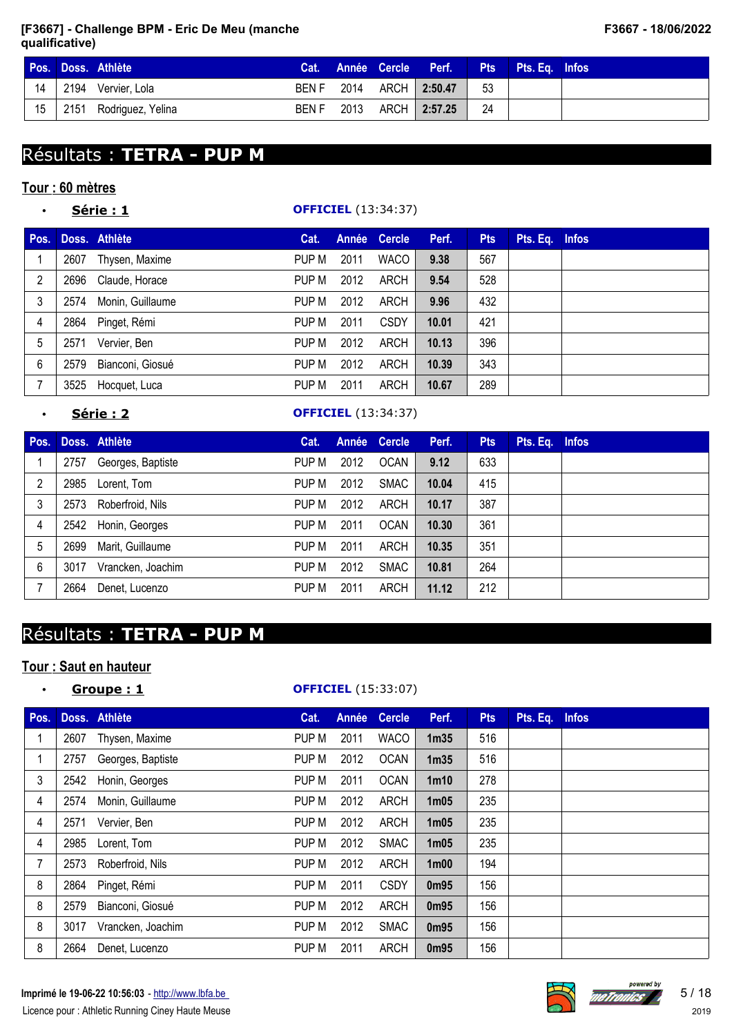| Pos. | Doss. | Athlète | Cat. | Année | Cercle | Perf. | Pts | Pts. Eq. | Infos |
|---|---|---|---|---|---|---|---|---|---|
| 14 | 2194 | Vervier, Lola | BEN F | 2014 | ARCH | 2:50.47 | 53 | | |
| 15 | 2151 | Rodriguez, Yelina | BEN F | 2013 | ARCH | 2:57.25 | 24 | | |

# Résultats : **TETRA - PUP M**

## Tour : 60 mètres

- **Série : 1** — **OFFICIEL** (13:34:37)

| Pos. | Doss. | Athlète | Cat. | Année | Cercle | Perf. | Pts | Pts. Eq. | Infos |
|---|---|---|---|---|---|---|---|---|---|
| 1 | 2607 | Thysen, Maxime | PUP M | 2011 | WACO | 9.38 | 567 | | |
| 2 | 2696 | Claude, Horace | PUP M | 2012 | ARCH | 9.54 | 528 | | |
| 3 | 2574 | Monin, Guillaume | PUP M | 2012 | ARCH | 9.96 | 432 | | |
| 4 | 2864 | Pinget, Rémi | PUP M | 2011 | CSDY | 10.01 | 421 | | |
| 5 | 2571 | Vervier, Ben | PUP M | 2012 | ARCH | 10.13 | 396 | | |
| 6 | 2579 | Bianconi, Giosué | PUP M | 2012 | ARCH | 10.39 | 343 | | |
| 7 | 3525 | Hocquet, Luca | PUP M | 2011 | ARCH | 10.67 | 289 | | |

- **Série : 2** — **OFFICIEL** (13:34:37)

| Pos. | Doss. | Athlète | Cat. | Année | Cercle | Perf. | Pts | Pts. Eq. | Infos |
|---|---|---|---|---|---|---|---|---|---|
| 1 | 2757 | Georges, Baptiste | PUP M | 2012 | OCAN | 9.12 | 633 | | |
| 2 | 2985 | Lorent, Tom | PUP M | 2012 | SMAC | 10.04 | 415 | | |
| 3 | 2573 | Roberfroid, Nils | PUP M | 2012 | ARCH | 10.17 | 387 | | |
| 4 | 2542 | Honin, Georges | PUP M | 2011 | OCAN | 10.30 | 361 | | |
| 5 | 2699 | Marit, Guillaume | PUP M | 2011 | ARCH | 10.35 | 351 | | |
| 6 | 3017 | Vrancken, Joachim | PUP M | 2012 | SMAC | 10.81 | 264 | | |
| 7 | 2664 | Denet, Lucenzo | PUP M | 2011 | ARCH | 11.12 | 212 | | |

# Résultats : **TETRA - PUP M**

## Tour : Saut en hauteur

- **Groupe : 1** — **OFFICIEL** (15:33:07)

| Pos. | Doss. | Athlète | Cat. | Année | Cercle | Perf. | Pts | Pts. Eq. | Infos |
|---|---|---|---|---|---|---|---|---|---|
| 1 | 2607 | Thysen, Maxime | PUP M | 2011 | WACO | 1m35 | 516 | | |
| 1 | 2757 | Georges, Baptiste | PUP M | 2012 | OCAN | 1m35 | 516 | | |
| 3 | 2542 | Honin, Georges | PUP M | 2011 | OCAN | 1m10 | 278 | | |
| 4 | 2574 | Monin, Guillaume | PUP M | 2012 | ARCH | 1m05 | 235 | | |
| 4 | 2571 | Vervier, Ben | PUP M | 2012 | ARCH | 1m05 | 235 | | |
| 4 | 2985 | Lorent, Tom | PUP M | 2012 | SMAC | 1m05 | 235 | | |
| 7 | 2573 | Roberfroid, Nils | PUP M | 2012 | ARCH | 1m00 | 194 | | |
| 8 | 2864 | Pinget, Rémi | PUP M | 2011 | CSDY | 0m95 | 156 | | |
| 8 | 2579 | Bianconi, Giosué | PUP M | 2012 | ARCH | 0m95 | 156 | | |
| 8 | 3017 | Vrancken, Joachim | PUP M | 2012 | SMAC | 0m95 | 156 | | |
| 8 | 2664 | Denet, Lucenzo | PUP M | 2011 | ARCH | 0m95 | 156 | | |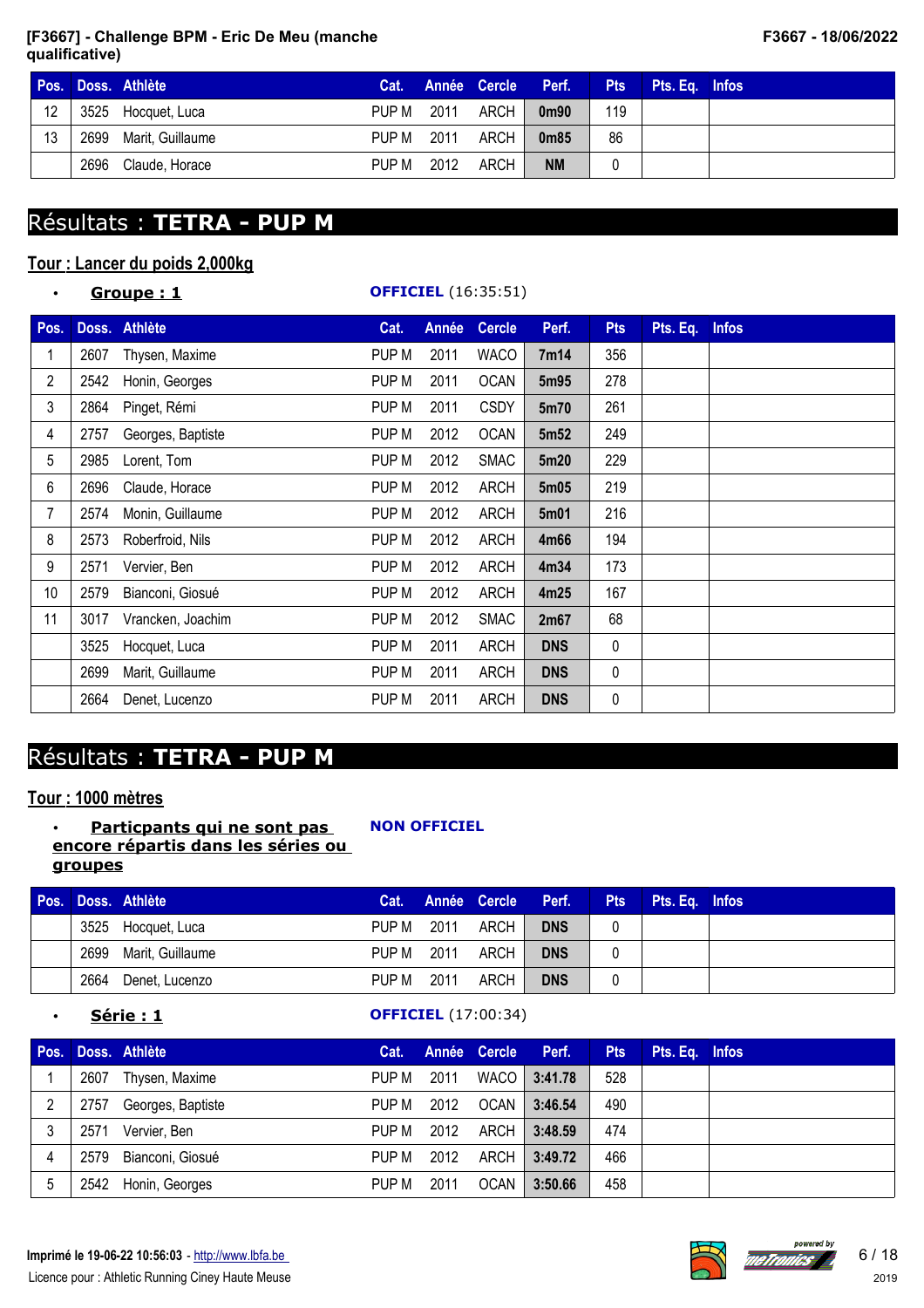| Pos. | Doss. | Athlète | Cat. | Année | Cercle | Perf. | Pts | Pts. Eq. | Infos |
|---|---|---|---|---|---|---|---|---|---|
| 12 | 3525 | Hocquet, Luca | PUP M | 2011 | ARCH | **0m90** | 119 | | |
| 13 | 2699 | Marit, Guillaume | PUP M | 2011 | ARCH | **0m85** | 86 | | |
| | 2696 | Claude, Horace | PUP M | 2012 | ARCH | **NM** | 0 | | |

# Résultats : **TETRA - PUP M**

## Tour : Lancer du poids 2,000kg

- **Groupe : 1** — **OFFICIEL** (16:35:51)

| Pos. | Doss. | Athlète | Cat. | Année | Cercle | Perf. | Pts | Pts. Eq. | Infos |
|---|---|---|---|---|---|---|---|---|---|
| 1 | 2607 | Thysen, Maxime | PUP M | 2011 | WACO | **7m14** | 356 | | |
| 2 | 2542 | Honin, Georges | PUP M | 2011 | OCAN | **5m95** | 278 | | |
| 3 | 2864 | Pinget, Rémi | PUP M | 2011 | CSDY | **5m70** | 261 | | |
| 4 | 2757 | Georges, Baptiste | PUP M | 2012 | OCAN | **5m52** | 249 | | |
| 5 | 2985 | Lorent, Tom | PUP M | 2012 | SMAC | **5m20** | 229 | | |
| 6 | 2696 | Claude, Horace | PUP M | 2012 | ARCH | **5m05** | 219 | | |
| 7 | 2574 | Monin, Guillaume | PUP M | 2012 | ARCH | **5m01** | 216 | | |
| 8 | 2573 | Roberfroid, Nils | PUP M | 2012 | ARCH | **4m66** | 194 | | |
| 9 | 2571 | Vervier, Ben | PUP M | 2012 | ARCH | **4m34** | 173 | | |
| 10 | 2579 | Bianconi, Giosué | PUP M | 2012 | ARCH | **4m25** | 167 | | |
| 11 | 3017 | Vrancken, Joachim | PUP M | 2012 | SMAC | **2m67** | 68 | | |
| | 3525 | Hocquet, Luca | PUP M | 2011 | ARCH | **DNS** | 0 | | |
| | 2699 | Marit, Guillaume | PUP M | 2011 | ARCH | **DNS** | 0 | | |
| | 2664 | Denet, Lucenzo | PUP M | 2011 | ARCH | **DNS** | 0 | | |

# Résultats : **TETRA - PUP M**

## Tour : 1000 mètres

- **Particpants qui ne sont pas encore répartis dans les séries ou groupes** — **NON OFFICIEL**

| Pos. | Doss. | Athlète | Cat. | Année | Cercle | Perf. | Pts | Pts. Eq. | Infos |
|---|---|---|---|---|---|---|---|---|---|
| | 3525 | Hocquet, Luca | PUP M | 2011 | ARCH | **DNS** | 0 | | |
| | 2699 | Marit, Guillaume | PUP M | 2011 | ARCH | **DNS** | 0 | | |
| | 2664 | Denet, Lucenzo | PUP M | 2011 | ARCH | **DNS** | 0 | | |

- **Série : 1** — **OFFICIEL** (17:00:34)

| Pos. | Doss. | Athlète | Cat. | Année | Cercle | Perf. | Pts | Pts. Eq. | Infos |
|---|---|---|---|---|---|---|---|---|---|
| 1 | 2607 | Thysen, Maxime | PUP M | 2011 | WACO | **3:41.78** | 528 | | |
| 2 | 2757 | Georges, Baptiste | PUP M | 2012 | OCAN | **3:46.54** | 490 | | |
| 3 | 2571 | Vervier, Ben | PUP M | 2012 | ARCH | **3:48.59** | 474 | | |
| 4 | 2579 | Bianconi, Giosué | PUP M | 2012 | ARCH | **3:49.72** | 466 | | |
| 5 | 2542 | Honin, Georges | PUP M | 2011 | OCAN | **3:50.66** | 458 | | |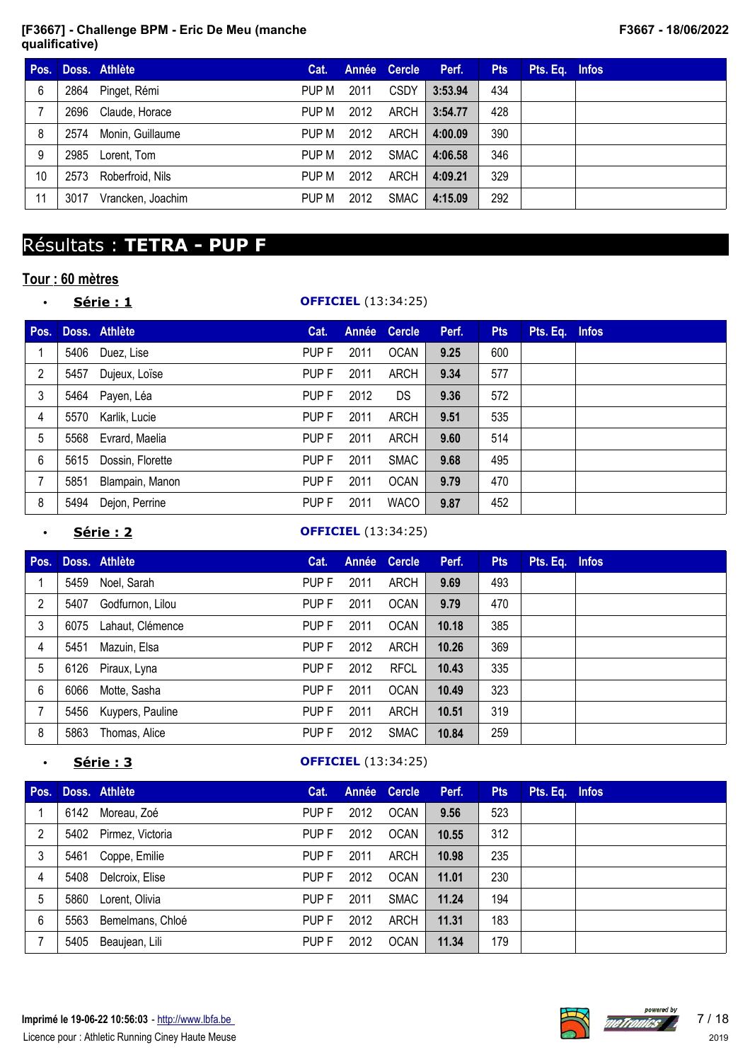| Pos. | Doss. | Athlète | Cat. | Année | Cercle | Perf. | Pts | Pts. Eq. | Infos |
|---|---|---|---|---|---|---|---|---|---|
| 6 | 2864 | Pinget, Rémi | PUP M | 2011 | CSDY | 3:53.94 | 434 | | |
| 7 | 2696 | Claude, Horace | PUP M | 2012 | ARCH | 3:54.77 | 428 | | |
| 8 | 2574 | Monin, Guillaume | PUP M | 2012 | ARCH | 4:00.09 | 390 | | |
| 9 | 2985 | Lorent, Tom | PUP M | 2012 | SMAC | 4:06.58 | 346 | | |
| 10 | 2573 | Roberfroid, Nils | PUP M | 2012 | ARCH | 4:09.21 | 329 | | |
| 11 | 3017 | Vrancken, Joachim | PUP M | 2012 | SMAC | 4:15.09 | 292 | | |

# Résultats : **TETRA - PUP F**

## Tour : 60 mètres

- **Série : 1** — **OFFICIEL** (13:34:25)

| Pos. | Doss. | Athlète | Cat. | Année | Cercle | Perf. | Pts | Pts. Eq. | Infos |
|---|---|---|---|---|---|---|---|---|---|
| 1 | 5406 | Duez, Lise | PUP F | 2011 | OCAN | 9.25 | 600 | | |
| 2 | 5457 | Dujeux, Loïse | PUP F | 2011 | ARCH | 9.34 | 577 | | |
| 3 | 5464 | Payen, Léa | PUP F | 2012 | DS | 9.36 | 572 | | |
| 4 | 5570 | Karlik, Lucie | PUP F | 2011 | ARCH | 9.51 | 535 | | |
| 5 | 5568 | Evrard, Maelia | PUP F | 2011 | ARCH | 9.60 | 514 | | |
| 6 | 5615 | Dossin, Florette | PUP F | 2011 | SMAC | 9.68 | 495 | | |
| 7 | 5851 | Blampain, Manon | PUP F | 2011 | OCAN | 9.79 | 470 | | |
| 8 | 5494 | Dejon, Perrine | PUP F | 2011 | WACO | 9.87 | 452 | | |

- **Série : 2** — **OFFICIEL** (13:34:25)

| Pos. | Doss. | Athlète | Cat. | Année | Cercle | Perf. | Pts | Pts. Eq. | Infos |
|---|---|---|---|---|---|---|---|---|---|
| 1 | 5459 | Noel, Sarah | PUP F | 2011 | ARCH | 9.69 | 493 | | |
| 2 | 5407 | Godfurnon, Lilou | PUP F | 2011 | OCAN | 9.79 | 470 | | |
| 3 | 6075 | Lahaut, Clémence | PUP F | 2011 | OCAN | 10.18 | 385 | | |
| 4 | 5451 | Mazuin, Elsa | PUP F | 2012 | ARCH | 10.26 | 369 | | |
| 5 | 6126 | Piraux, Lyna | PUP F | 2012 | RFCL | 10.43 | 335 | | |
| 6 | 6066 | Motte, Sasha | PUP F | 2011 | OCAN | 10.49 | 323 | | |
| 7 | 5456 | Kuypers, Pauline | PUP F | 2011 | ARCH | 10.51 | 319 | | |
| 8 | 5863 | Thomas, Alice | PUP F | 2012 | SMAC | 10.84 | 259 | | |

- **Série : 3** — **OFFICIEL** (13:34:25)

| Pos. | Doss. | Athlète | Cat. | Année | Cercle | Perf. | Pts | Pts. Eq. | Infos |
|---|---|---|---|---|---|---|---|---|---|
| 1 | 6142 | Moreau, Zoé | PUP F | 2012 | OCAN | 9.56 | 523 | | |
| 2 | 5402 | Pirmez, Victoria | PUP F | 2012 | OCAN | 10.55 | 312 | | |
| 3 | 5461 | Coppe, Emilie | PUP F | 2011 | ARCH | 10.98 | 235 | | |
| 4 | 5408 | Delcroix, Elise | PUP F | 2012 | OCAN | 11.01 | 230 | | |
| 5 | 5860 | Lorent, Olivia | PUP F | 2011 | SMAC | 11.24 | 194 | | |
| 6 | 5563 | Bemelmans, Chloé | PUP F | 2012 | ARCH | 11.31 | 183 | | |
| 7 | 5405 | Beaujean, Lili | PUP F | 2012 | OCAN | 11.34 | 179 | | |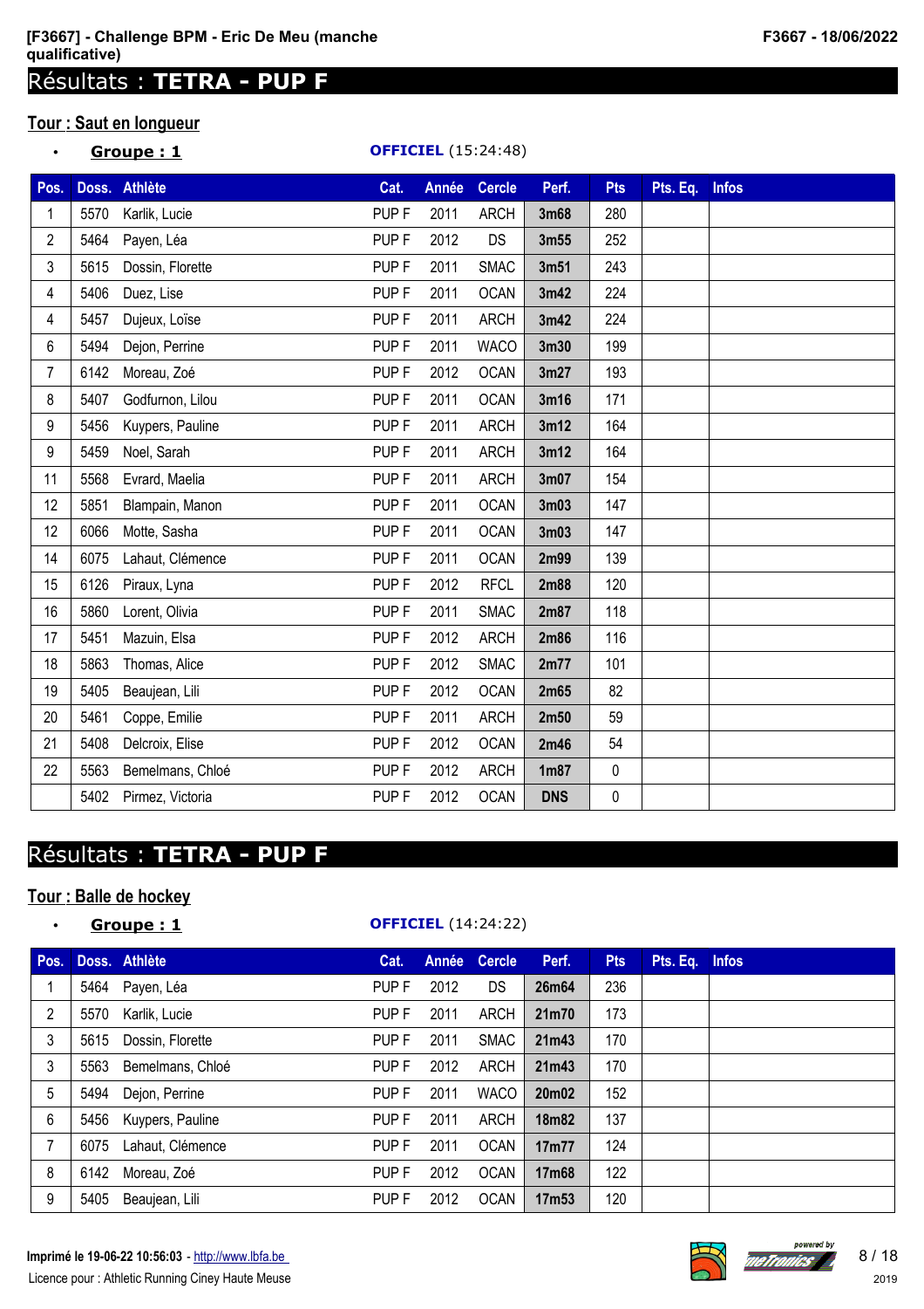# Résultats : **TETRA - PUP F**

## Tour : Saut en longueur

- **Groupe : 1** — **OFFICIEL** (15:24:48)

| Pos. | Doss. | Athlète | Cat. | Année | Cercle | Perf. | Pts | Pts. Eq. | Infos |
|---|---|---|---|---|---|---|---|---|---|
| 1 | 5570 | Karlik, Lucie | PUP F | 2011 | ARCH | **3m68** | 280 | | |
| 2 | 5464 | Payen, Léa | PUP F | 2012 | DS | **3m55** | 252 | | |
| 3 | 5615 | Dossin, Florette | PUP F | 2011 | SMAC | **3m51** | 243 | | |
| 4 | 5406 | Duez, Lise | PUP F | 2011 | OCAN | **3m42** | 224 | | |
| 4 | 5457 | Dujeux, Loïse | PUP F | 2011 | ARCH | **3m42** | 224 | | |
| 6 | 5494 | Dejon, Perrine | PUP F | 2011 | WACO | **3m30** | 199 | | |
| 7 | 6142 | Moreau, Zoé | PUP F | 2012 | OCAN | **3m27** | 193 | | |
| 8 | 5407 | Godfurnon, Lilou | PUP F | 2011 | OCAN | **3m16** | 171 | | |
| 9 | 5456 | Kuypers, Pauline | PUP F | 2011 | ARCH | **3m12** | 164 | | |
| 9 | 5459 | Noel, Sarah | PUP F | 2011 | ARCH | **3m12** | 164 | | |
| 11 | 5568 | Evrard, Maelia | PUP F | 2011 | ARCH | **3m07** | 154 | | |
| 12 | 5851 | Blampain, Manon | PUP F | 2011 | OCAN | **3m03** | 147 | | |
| 12 | 6066 | Motte, Sasha | PUP F | 2011 | OCAN | **3m03** | 147 | | |
| 14 | 6075 | Lahaut, Clémence | PUP F | 2011 | OCAN | **2m99** | 139 | | |
| 15 | 6126 | Piraux, Lyna | PUP F | 2012 | RFCL | **2m88** | 120 | | |
| 16 | 5860 | Lorent, Olivia | PUP F | 2011 | SMAC | **2m87** | 118 | | |
| 17 | 5451 | Mazuin, Elsa | PUP F | 2012 | ARCH | **2m86** | 116 | | |
| 18 | 5863 | Thomas, Alice | PUP F | 2012 | SMAC | **2m77** | 101 | | |
| 19 | 5405 | Beaujean, Lili | PUP F | 2012 | OCAN | **2m65** | 82 | | |
| 20 | 5461 | Coppe, Emilie | PUP F | 2011 | ARCH | **2m50** | 59 | | |
| 21 | 5408 | Delcroix, Elise | PUP F | 2012 | OCAN | **2m46** | 54 | | |
| 22 | 5563 | Bemelmans, Chloé | PUP F | 2012 | ARCH | **1m87** | 0 | | |
| | 5402 | Pirmez, Victoria | PUP F | 2012 | OCAN | **DNS** | 0 | | |

# Résultats : **TETRA - PUP F**

## Tour : Balle de hockey

- **Groupe : 1** — **OFFICIEL** (14:24:22)

| Pos. | Doss. | Athlète | Cat. | Année | Cercle | Perf. | Pts | Pts. Eq. | Infos |
|---|---|---|---|---|---|---|---|---|---|
| 1 | 5464 | Payen, Léa | PUP F | 2012 | DS | **26m64** | 236 | | |
| 2 | 5570 | Karlik, Lucie | PUP F | 2011 | ARCH | **21m70** | 173 | | |
| 3 | 5615 | Dossin, Florette | PUP F | 2011 | SMAC | **21m43** | 170 | | |
| 3 | 5563 | Bemelmans, Chloé | PUP F | 2012 | ARCH | **21m43** | 170 | | |
| 5 | 5494 | Dejon, Perrine | PUP F | 2011 | WACO | **20m02** | 152 | | |
| 6 | 5456 | Kuypers, Pauline | PUP F | 2011 | ARCH | **18m82** | 137 | | |
| 7 | 6075 | Lahaut, Clémence | PUP F | 2011 | OCAN | **17m77** | 124 | | |
| 8 | 6142 | Moreau, Zoé | PUP F | 2012 | OCAN | **17m68** | 122 | | |
| 9 | 5405 | Beaujean, Lili | PUP F | 2012 | OCAN | **17m53** | 120 | | |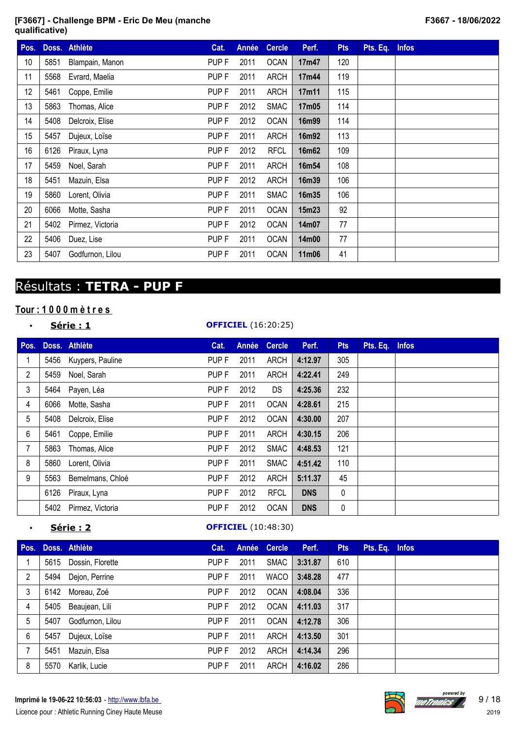| Pos. | Doss. | Athlète | Cat. | Année | Cercle | Perf. | Pts | Pts. Eq. | Infos |
|---|---|---|---|---|---|---|---|---|---|
| 10 | 5851 | Blampain, Manon | PUP F | 2011 | OCAN | 17m47 | 120 | | |
| 11 | 5568 | Evrard, Maelia | PUP F | 2011 | ARCH | 17m44 | 119 | | |
| 12 | 5461 | Coppe, Emilie | PUP F | 2011 | ARCH | 17m11 | 115 | | |
| 13 | 5863 | Thomas, Alice | PUP F | 2012 | SMAC | 17m05 | 114 | | |
| 14 | 5408 | Delcroix, Elise | PUP F | 2012 | OCAN | 16m99 | 114 | | |
| 15 | 5457 | Dujeux, Loïse | PUP F | 2011 | ARCH | 16m92 | 113 | | |
| 16 | 6126 | Piraux, Lyna | PUP F | 2012 | RFCL | 16m62 | 109 | | |
| 17 | 5459 | Noel, Sarah | PUP F | 2011 | ARCH | 16m54 | 108 | | |
| 18 | 5451 | Mazuin, Elsa | PUP F | 2012 | ARCH | 16m39 | 106 | | |
| 19 | 5860 | Lorent, Olivia | PUP F | 2011 | SMAC | 16m35 | 106 | | |
| 20 | 6066 | Motte, Sasha | PUP F | 2011 | OCAN | 15m23 | 92 | | |
| 21 | 5402 | Pirmez, Victoria | PUP F | 2012 | OCAN | 14m07 | 77 | | |
| 22 | 5406 | Duez, Lise | PUP F | 2011 | OCAN | 14m00 | 77 | | |
| 23 | 5407 | Godfurnon, Lilou | PUP F | 2011 | OCAN | 11m06 | 41 | | |

# Résultats : **TETRA - PUP F**

## Tour : 1 0 0 0 m è t r e s

- **Série : 1** — **OFFICIEL** (16:20:25)

| Pos. | Doss. | Athlète | Cat. | Année | Cercle | Perf. | Pts | Pts. Eq. | Infos |
|---|---|---|---|---|---|---|---|---|---|
| 1 | 5456 | Kuypers, Pauline | PUP F | 2011 | ARCH | 4:12.97 | 305 | | |
| 2 | 5459 | Noel, Sarah | PUP F | 2011 | ARCH | 4:22.41 | 249 | | |
| 3 | 5464 | Payen, Léa | PUP F | 2012 | DS | 4:25.36 | 232 | | |
| 4 | 6066 | Motte, Sasha | PUP F | 2011 | OCAN | 4:28.61 | 215 | | |
| 5 | 5408 | Delcroix, Elise | PUP F | 2012 | OCAN | 4:30.00 | 207 | | |
| 6 | 5461 | Coppe, Emilie | PUP F | 2011 | ARCH | 4:30.15 | 206 | | |
| 7 | 5863 | Thomas, Alice | PUP F | 2012 | SMAC | 4:48.53 | 121 | | |
| 8 | 5860 | Lorent, Olivia | PUP F | 2011 | SMAC | 4:51.42 | 110 | | |
| 9 | 5563 | Bemelmans, Chloé | PUP F | 2012 | ARCH | 5:11.37 | 45 | | |
| | 6126 | Piraux, Lyna | PUP F | 2012 | RFCL | DNS | 0 | | |
| | 5402 | Pirmez, Victoria | PUP F | 2012 | OCAN | DNS | 0 | | |

- **Série : 2** — **OFFICIEL** (10:48:30)

| Pos. | Doss. | Athlète | Cat. | Année | Cercle | Perf. | Pts | Pts. Eq. | Infos |
|---|---|---|---|---|---|---|---|---|---|
| 1 | 5615 | Dossin, Florette | PUP F | 2011 | SMAC | 3:31.87 | 610 | | |
| 2 | 5494 | Dejon, Perrine | PUP F | 2011 | WACO | 3:48.28 | 477 | | |
| 3 | 6142 | Moreau, Zoé | PUP F | 2012 | OCAN | 4:08.04 | 336 | | |
| 4 | 5405 | Beaujean, Lili | PUP F | 2012 | OCAN | 4:11.03 | 317 | | |
| 5 | 5407 | Godfurnon, Lilou | PUP F | 2011 | OCAN | 4:12.78 | 306 | | |
| 6 | 5457 | Dujeux, Loïse | PUP F | 2011 | ARCH | 4:13.50 | 301 | | |
| 7 | 5451 | Mazuin, Elsa | PUP F | 2012 | ARCH | 4:14.34 | 296 | | |
| 8 | 5570 | Karlik, Lucie | PUP F | 2011 | ARCH | 4:16.02 | 286 | | |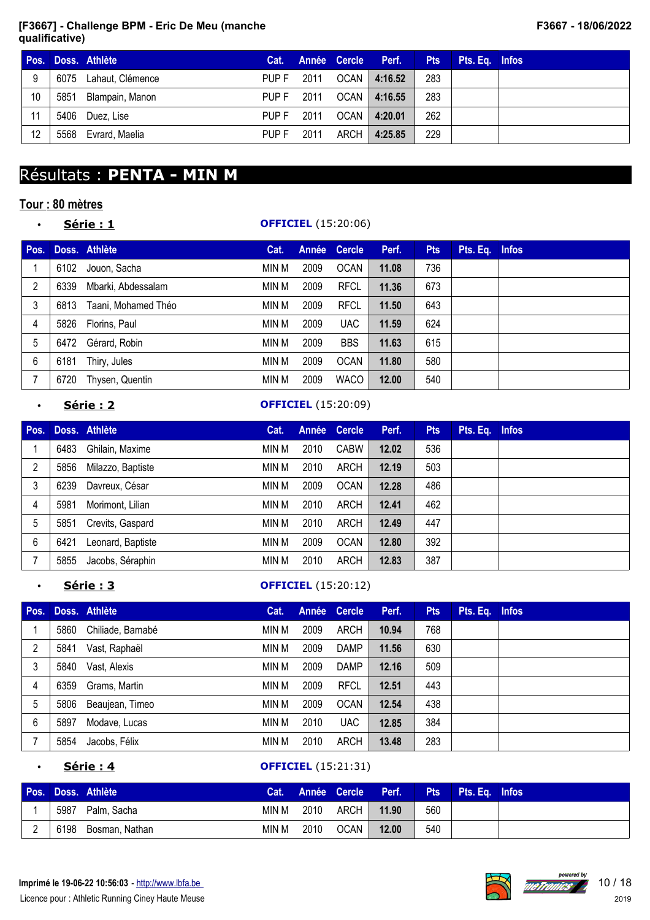| Pos. | Doss. | Athlète | Cat. | Année | Cercle | Perf. | Pts | Pts. Eq. | Infos |
|---|---|---|---|---|---|---|---|---|---|
| 9 | 6075 | Lahaut, Clémence | PUP F | 2011 | OCAN | **4:16.52** | 283 | | |
| 10 | 5851 | Blampain, Manon | PUP F | 2011 | OCAN | **4:16.55** | 283 | | |
| 11 | 5406 | Duez, Lise | PUP F | 2011 | OCAN | **4:20.01** | 262 | | |
| 12 | 5568 | Evrard, Maelia | PUP F | 2011 | ARCH | **4:25.85** | 229 | | |

# Résultats : **PENTA - MIN M**

## Tour : 80 mètres

- **Série : 1** — **OFFICIEL** (15:20:06)

| Pos. | Doss. | Athlète | Cat. | Année | Cercle | Perf. | Pts | Pts. Eq. | Infos |
|---|---|---|---|---|---|---|---|---|---|
| 1 | 6102 | Jouon, Sacha | MIN M | 2009 | OCAN | **11.08** | 736 | | |
| 2 | 6339 | Mbarki, Abdessalam | MIN M | 2009 | RFCL | **11.36** | 673 | | |
| 3 | 6813 | Taani, Mohamed Théo | MIN M | 2009 | RFCL | **11.50** | 643 | | |
| 4 | 5826 | Florins, Paul | MIN M | 2009 | UAC | **11.59** | 624 | | |
| 5 | 6472 | Gérard, Robin | MIN M | 2009 | BBS | **11.63** | 615 | | |
| 6 | 6181 | Thiry, Jules | MIN M | 2009 | OCAN | **11.80** | 580 | | |
| 7 | 6720 | Thysen, Quentin | MIN M | 2009 | WACO | **12.00** | 540 | | |

- **Série : 2** — **OFFICIEL** (15:20:09)

| Pos. | Doss. | Athlète | Cat. | Année | Cercle | Perf. | Pts | Pts. Eq. | Infos |
|---|---|---|---|---|---|---|---|---|---|
| 1 | 6483 | Ghilain, Maxime | MIN M | 2010 | CABW | **12.02** | 536 | | |
| 2 | 5856 | Milazzo, Baptiste | MIN M | 2010 | ARCH | **12.19** | 503 | | |
| 3 | 6239 | Davreux, César | MIN M | 2009 | OCAN | **12.28** | 486 | | |
| 4 | 5981 | Morimont, Lilian | MIN M | 2010 | ARCH | **12.41** | 462 | | |
| 5 | 5851 | Crevits, Gaspard | MIN M | 2010 | ARCH | **12.49** | 447 | | |
| 6 | 6421 | Leonard, Baptiste | MIN M | 2009 | OCAN | **12.80** | 392 | | |
| 7 | 5855 | Jacobs, Séraphin | MIN M | 2010 | ARCH | **12.83** | 387 | | |

- **Série : 3** — **OFFICIEL** (15:20:12)

| Pos. | Doss. | Athlète | Cat. | Année | Cercle | Perf. | Pts | Pts. Eq. | Infos |
|---|---|---|---|---|---|---|---|---|---|
| 1 | 5860 | Chiliade, Barnabé | MIN M | 2009 | ARCH | **10.94** | 768 | | |
| 2 | 5841 | Vast, Raphaël | MIN M | 2009 | DAMP | **11.56** | 630 | | |
| 3 | 5840 | Vast, Alexis | MIN M | 2009 | DAMP | **12.16** | 509 | | |
| 4 | 6359 | Grams, Martin | MIN M | 2009 | RFCL | **12.51** | 443 | | |
| 5 | 5806 | Beaujean, Timeo | MIN M | 2009 | OCAN | **12.54** | 438 | | |
| 6 | 5897 | Modave, Lucas | MIN M | 2010 | UAC | **12.85** | 384 | | |
| 7 | 5854 | Jacobs, Félix | MIN M | 2010 | ARCH | **13.48** | 283 | | |

- **Série : 4** — **OFFICIEL** (15:21:31)

| Pos. | Doss. | Athlète | Cat. | Année | Cercle | Perf. | Pts | Pts. Eq. | Infos |
|---|---|---|---|---|---|---|---|---|---|
| 1 | 5987 | Palm, Sacha | MIN M | 2010 | ARCH | **11.90** | 560 | | |
| 2 | 6198 | Bosman, Nathan | MIN M | 2010 | OCAN | **12.00** | 540 | | |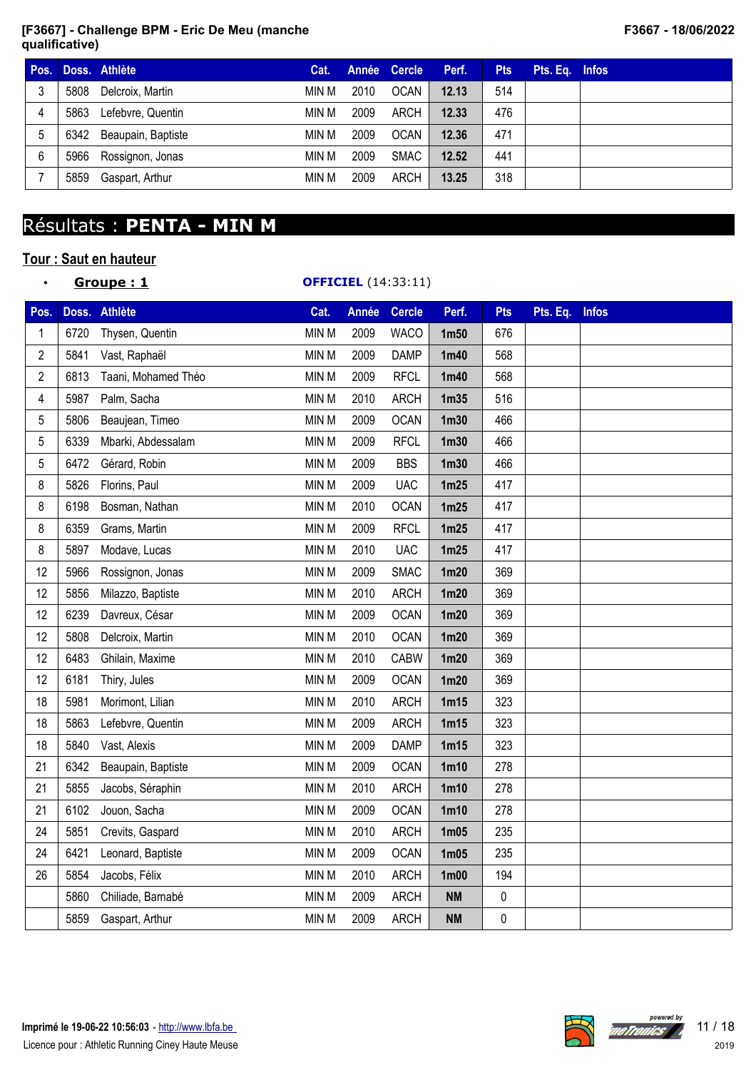| Pos. | Doss. | Athlète | Cat. | Année | Cercle | Perf. | Pts | Pts. Eq. | Infos |
|---|---|---|---|---|---|---|---|---|---|
| 3 | 5808 | Delcroix, Martin | MIN M | 2010 | OCAN | 12.13 | 514 | | |
| 4 | 5863 | Lefebvre, Quentin | MIN M | 2009 | ARCH | 12.33 | 476 | | |
| 5 | 6342 | Beaupain, Baptiste | MIN M | 2009 | OCAN | 12.36 | 471 | | |
| 6 | 5966 | Rossignon, Jonas | MIN M | 2009 | SMAC | 12.52 | 441 | | |
| 7 | 5859 | Gaspart, Arthur | MIN M | 2009 | ARCH | 13.25 | 318 | | |

# Résultats : **PENTA - MIN M**

## Tour : Saut en hauteur

- **Groupe : 1** — **OFFICIEL** (14:33:11)

| Pos. | Doss. | Athlète | Cat. | Année | Cercle | Perf. | Pts | Pts. Eq. | Infos |
|---|---|---|---|---|---|---|---|---|---|
| 1 | 6720 | Thysen, Quentin | MIN M | 2009 | WACO | 1m50 | 676 | | |
| 2 | 5841 | Vast, Raphaël | MIN M | 2009 | DAMP | 1m40 | 568 | | |
| 2 | 6813 | Taani, Mohamed Théo | MIN M | 2009 | RFCL | 1m40 | 568 | | |
| 4 | 5987 | Palm, Sacha | MIN M | 2010 | ARCH | 1m35 | 516 | | |
| 5 | 5806 | Beaujean, Timeo | MIN M | 2009 | OCAN | 1m30 | 466 | | |
| 5 | 6339 | Mbarki, Abdessalam | MIN M | 2009 | RFCL | 1m30 | 466 | | |
| 5 | 6472 | Gérard, Robin | MIN M | 2009 | BBS | 1m30 | 466 | | |
| 8 | 5826 | Florins, Paul | MIN M | 2009 | UAC | 1m25 | 417 | | |
| 8 | 6198 | Bosman, Nathan | MIN M | 2010 | OCAN | 1m25 | 417 | | |
| 8 | 6359 | Grams, Martin | MIN M | 2009 | RFCL | 1m25 | 417 | | |
| 8 | 5897 | Modave, Lucas | MIN M | 2010 | UAC | 1m25 | 417 | | |
| 12 | 5966 | Rossignon, Jonas | MIN M | 2009 | SMAC | 1m20 | 369 | | |
| 12 | 5856 | Milazzo, Baptiste | MIN M | 2010 | ARCH | 1m20 | 369 | | |
| 12 | 6239 | Davreux, César | MIN M | 2009 | OCAN | 1m20 | 369 | | |
| 12 | 5808 | Delcroix, Martin | MIN M | 2010 | OCAN | 1m20 | 369 | | |
| 12 | 6483 | Ghilain, Maxime | MIN M | 2010 | CABW | 1m20 | 369 | | |
| 12 | 6181 | Thiry, Jules | MIN M | 2009 | OCAN | 1m20 | 369 | | |
| 18 | 5981 | Morimont, Lilian | MIN M | 2010 | ARCH | 1m15 | 323 | | |
| 18 | 5863 | Lefebvre, Quentin | MIN M | 2009 | ARCH | 1m15 | 323 | | |
| 18 | 5840 | Vast, Alexis | MIN M | 2009 | DAMP | 1m15 | 323 | | |
| 21 | 6342 | Beaupain, Baptiste | MIN M | 2009 | OCAN | 1m10 | 278 | | |
| 21 | 5855 | Jacobs, Séraphin | MIN M | 2010 | ARCH | 1m10 | 278 | | |
| 21 | 6102 | Jouon, Sacha | MIN M | 2009 | OCAN | 1m10 | 278 | | |
| 24 | 5851 | Crevits, Gaspard | MIN M | 2010 | ARCH | 1m05 | 235 | | |
| 24 | 6421 | Leonard, Baptiste | MIN M | 2009 | OCAN | 1m05 | 235 | | |
| 26 | 5854 | Jacobs, Félix | MIN M | 2010 | ARCH | 1m00 | 194 | | |
| | 5860 | Chiliade, Barnabé | MIN M | 2009 | ARCH | NM | 0 | | |
| | 5859 | Gaspart, Arthur | MIN M | 2009 | ARCH | NM | 0 | | |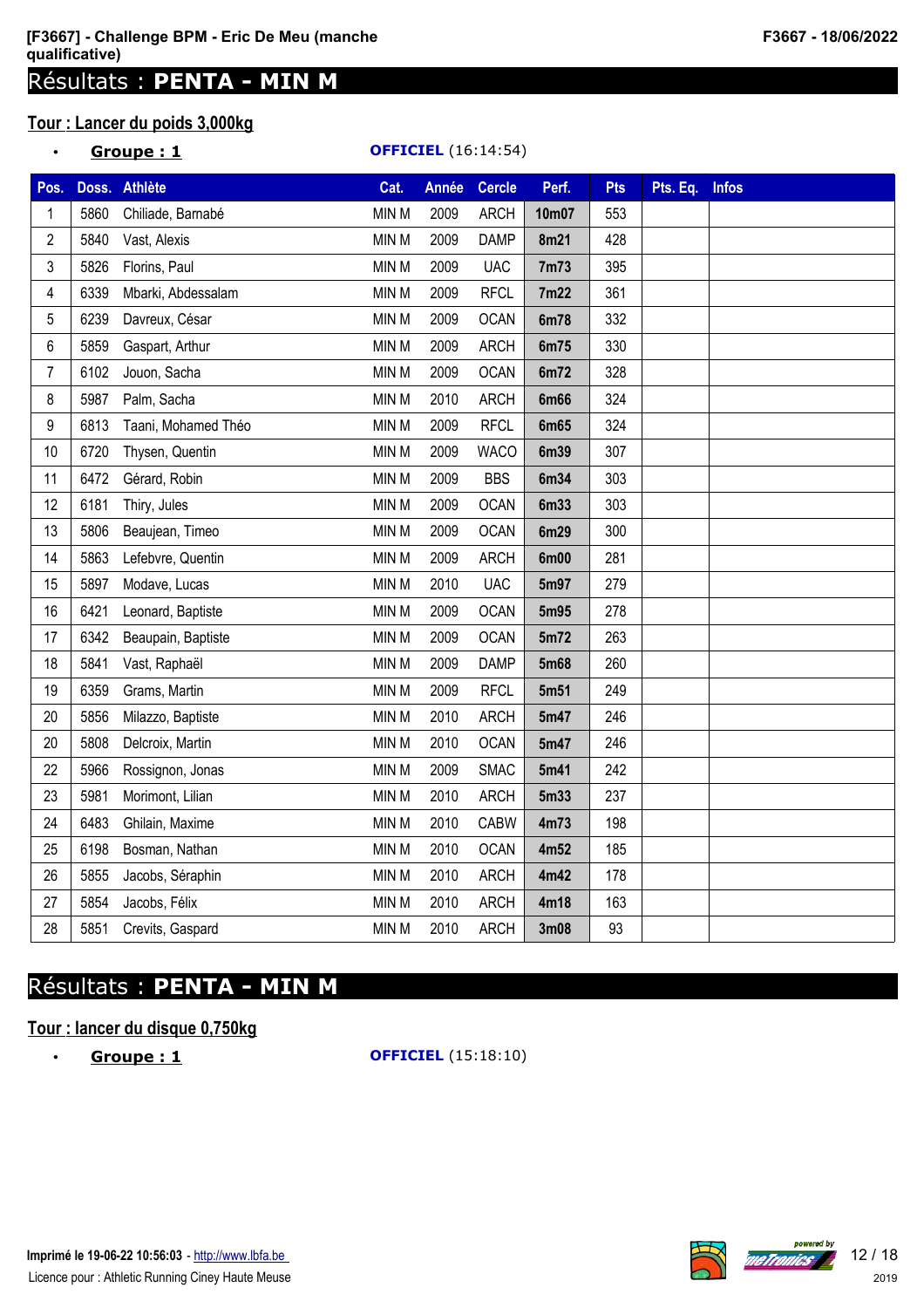# Résultats : **PENTA - MIN M**

## Tour : Lancer du poids 3,000kg

- **Groupe : 1** — **OFFICIEL** (16:14:54)

| Pos. | Doss. | Athlète | Cat. | Année | Cercle | Perf. | Pts | Pts. Eq. | Infos |
|---|---|---|---|---|---|---|---|---|---|
| 1 | 5860 | Chiliade, Barnabé | MIN M | 2009 | ARCH | **10m07** | 553 | | |
| 2 | 5840 | Vast, Alexis | MIN M | 2009 | DAMP | **8m21** | 428 | | |
| 3 | 5826 | Florins, Paul | MIN M | 2009 | UAC | **7m73** | 395 | | |
| 4 | 6339 | Mbarki, Abdessalam | MIN M | 2009 | RFCL | **7m22** | 361 | | |
| 5 | 6239 | Davreux, César | MIN M | 2009 | OCAN | **6m78** | 332 | | |
| 6 | 5859 | Gaspart, Arthur | MIN M | 2009 | ARCH | **6m75** | 330 | | |
| 7 | 6102 | Jouon, Sacha | MIN M | 2009 | OCAN | **6m72** | 328 | | |
| 8 | 5987 | Palm, Sacha | MIN M | 2010 | ARCH | **6m66** | 324 | | |
| 9 | 6813 | Taani, Mohamed Théo | MIN M | 2009 | RFCL | **6m65** | 324 | | |
| 10 | 6720 | Thysen, Quentin | MIN M | 2009 | WACO | **6m39** | 307 | | |
| 11 | 6472 | Gérard, Robin | MIN M | 2009 | BBS | **6m34** | 303 | | |
| 12 | 6181 | Thiry, Jules | MIN M | 2009 | OCAN | **6m33** | 303 | | |
| 13 | 5806 | Beaujean, Timeo | MIN M | 2009 | OCAN | **6m29** | 300 | | |
| 14 | 5863 | Lefebvre, Quentin | MIN M | 2009 | ARCH | **6m00** | 281 | | |
| 15 | 5897 | Modave, Lucas | MIN M | 2010 | UAC | **5m97** | 279 | | |
| 16 | 6421 | Leonard, Baptiste | MIN M | 2009 | OCAN | **5m95** | 278 | | |
| 17 | 6342 | Beaupain, Baptiste | MIN M | 2009 | OCAN | **5m72** | 263 | | |
| 18 | 5841 | Vast, Raphaël | MIN M | 2009 | DAMP | **5m68** | 260 | | |
| 19 | 6359 | Grams, Martin | MIN M | 2009 | RFCL | **5m51** | 249 | | |
| 20 | 5856 | Milazzo, Baptiste | MIN M | 2010 | ARCH | **5m47** | 246 | | |
| 20 | 5808 | Delcroix, Martin | MIN M | 2010 | OCAN | **5m47** | 246 | | |
| 22 | 5966 | Rossignon, Jonas | MIN M | 2009 | SMAC | **5m41** | 242 | | |
| 23 | 5981 | Morimont, Lilian | MIN M | 2010 | ARCH | **5m33** | 237 | | |
| 24 | 6483 | Ghilain, Maxime | MIN M | 2010 | CABW | **4m73** | 198 | | |
| 25 | 6198 | Bosman, Nathan | MIN M | 2010 | OCAN | **4m52** | 185 | | |
| 26 | 5855 | Jacobs, Séraphin | MIN M | 2010 | ARCH | **4m42** | 178 | | |
| 27 | 5854 | Jacobs, Félix | MIN M | 2010 | ARCH | **4m18** | 163 | | |
| 28 | 5851 | Crevits, Gaspard | MIN M | 2010 | ARCH | **3m08** | 93 | | |

# Résultats : **PENTA - MIN M**

## Tour : lancer du disque 0,750kg

- **Groupe : 1** — **OFFICIEL** (15:18:10)

Imprimé le 19-06-22 10:56:03 - http://www.lbfa.be

Licence pour : Athletic Running Ciney Haute Meuse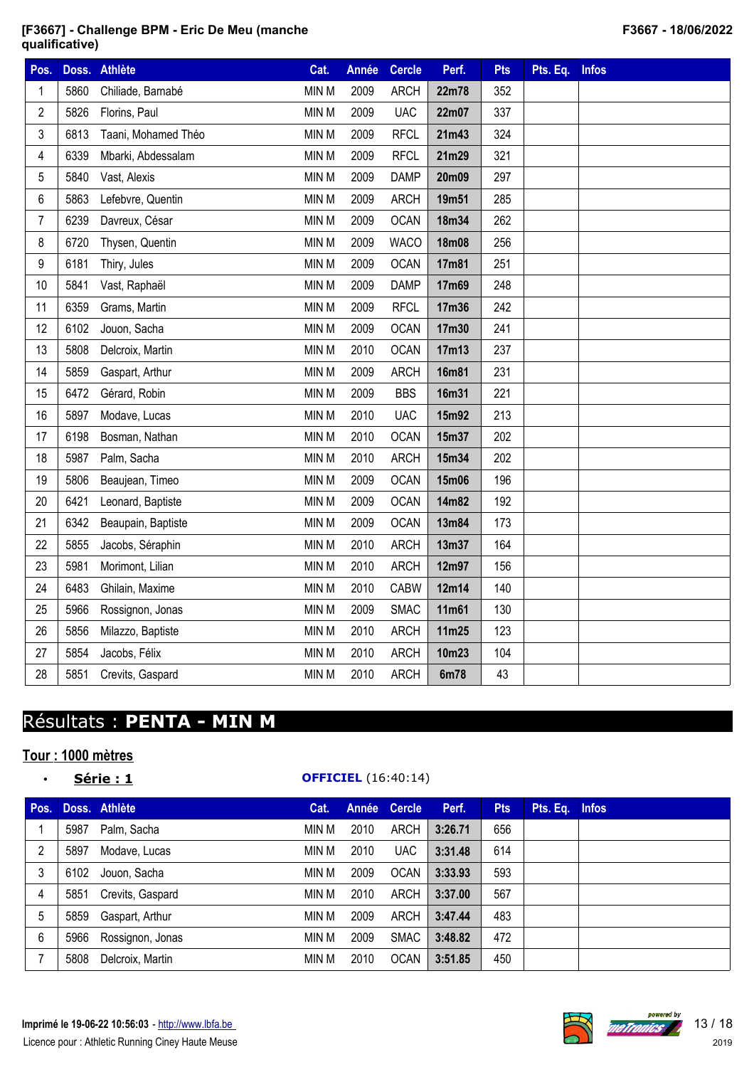**[F3667] - Challenge BPM - Eric De Meu (manche qualificative)**

**F3667 - 18/06/2022**

| Pos. | Doss. | Athlète | Cat. | Année | Cercle | Perf. | Pts | Pts. Eq. | Infos |
|---|---|---|---|---|---|---|---|---|---|
| 1 | 5860 | Chiliade, Barnabé | MIN M | 2009 | ARCH | **22m78** | 352 | | |
| 2 | 5826 | Florins, Paul | MIN M | 2009 | UAC | **22m07** | 337 | | |
| 3 | 6813 | Taani, Mohamed Théo | MIN M | 2009 | RFCL | **21m43** | 324 | | |
| 4 | 6339 | Mbarki, Abdessalam | MIN M | 2009 | RFCL | **21m29** | 321 | | |
| 5 | 5840 | Vast, Alexis | MIN M | 2009 | DAMP | **20m09** | 297 | | |
| 6 | 5863 | Lefebvre, Quentin | MIN M | 2009 | ARCH | **19m51** | 285 | | |
| 7 | 6239 | Davreux, César | MIN M | 2009 | OCAN | **18m34** | 262 | | |
| 8 | 6720 | Thysen, Quentin | MIN M | 2009 | WACO | **18m08** | 256 | | |
| 9 | 6181 | Thiry, Jules | MIN M | 2009 | OCAN | **17m81** | 251 | | |
| 10 | 5841 | Vast, Raphaël | MIN M | 2009 | DAMP | **17m69** | 248 | | |
| 11 | 6359 | Grams, Martin | MIN M | 2009 | RFCL | **17m36** | 242 | | |
| 12 | 6102 | Jouon, Sacha | MIN M | 2009 | OCAN | **17m30** | 241 | | |
| 13 | 5808 | Delcroix, Martin | MIN M | 2010 | OCAN | **17m13** | 237 | | |
| 14 | 5859 | Gaspart, Arthur | MIN M | 2009 | ARCH | **16m81** | 231 | | |
| 15 | 6472 | Gérard, Robin | MIN M | 2009 | BBS | **16m31** | 221 | | |
| 16 | 5897 | Modave, Lucas | MIN M | 2010 | UAC | **15m92** | 213 | | |
| 17 | 6198 | Bosman, Nathan | MIN M | 2010 | OCAN | **15m37** | 202 | | |
| 18 | 5987 | Palm, Sacha | MIN M | 2010 | ARCH | **15m34** | 202 | | |
| 19 | 5806 | Beaujean, Timeo | MIN M | 2009 | OCAN | **15m06** | 196 | | |
| 20 | 6421 | Leonard, Baptiste | MIN M | 2009 | OCAN | **14m82** | 192 | | |
| 21 | 6342 | Beaupain, Baptiste | MIN M | 2009 | OCAN | **13m84** | 173 | | |
| 22 | 5855 | Jacobs, Séraphin | MIN M | 2010 | ARCH | **13m37** | 164 | | |
| 23 | 5981 | Morimont, Lilian | MIN M | 2010 | ARCH | **12m97** | 156 | | |
| 24 | 6483 | Ghilain, Maxime | MIN M | 2010 | CABW | **12m14** | 140 | | |
| 25 | 5966 | Rossignon, Jonas | MIN M | 2009 | SMAC | **11m61** | 130 | | |
| 26 | 5856 | Milazzo, Baptiste | MIN M | 2010 | ARCH | **11m25** | 123 | | |
| 27 | 5854 | Jacobs, Félix | MIN M | 2010 | ARCH | **10m23** | 104 | | |
| 28 | 5851 | Crevits, Gaspard | MIN M | 2010 | ARCH | **6m78** | 43 | | |

# Résultats : **PENTA - MIN M**

## Tour : 1000 mètres

- **Série : 1** **OFFICIEL** (16:40:14)

| Pos. | Doss. | Athlète | Cat. | Année | Cercle | Perf. | Pts | Pts. Eq. | Infos |
|---|---|---|---|---|---|---|---|---|---|
| 1 | 5987 | Palm, Sacha | MIN M | 2010 | ARCH | **3:26.71** | 656 | | |
| 2 | 5897 | Modave, Lucas | MIN M | 2010 | UAC | **3:31.48** | 614 | | |
| 3 | 6102 | Jouon, Sacha | MIN M | 2009 | OCAN | **3:33.93** | 593 | | |
| 4 | 5851 | Crevits, Gaspard | MIN M | 2010 | ARCH | **3:37.00** | 567 | | |
| 5 | 5859 | Gaspart, Arthur | MIN M | 2009 | ARCH | **3:47.44** | 483 | | |
| 6 | 5966 | Rossignon, Jonas | MIN M | 2009 | SMAC | **3:48.82** | 472 | | |
| 7 | 5808 | Delcroix, Martin | MIN M | 2010 | OCAN | **3:51.85** | 450 | | |

**Imprimé le 19-06-22 10:56:03** - http://www.lbfa.be

Licence pour : Athletic Running Ciney Haute Meuse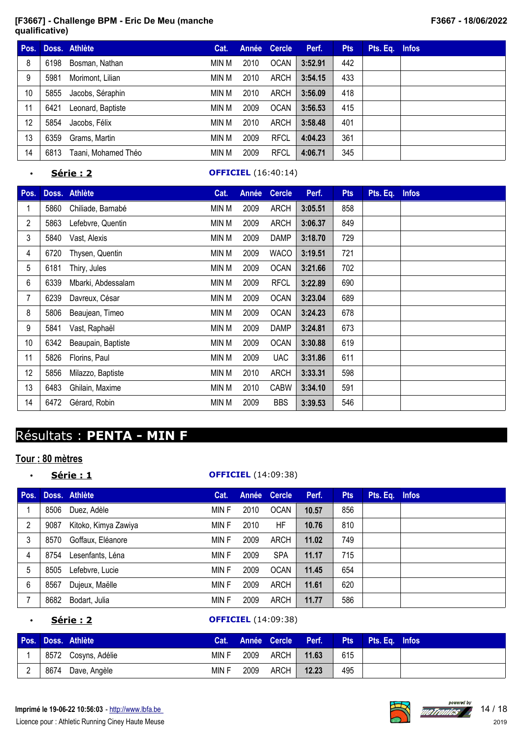| Pos. | Doss. | Athlète | Cat. | Année | Cercle | Perf. | Pts | Pts. Eq. | Infos |
|---|---|---|---|---|---|---|---|---|---|
| 8 | 6198 | Bosman, Nathan | MIN M | 2010 | OCAN | **3:52.91** | 442 | | |
| 9 | 5981 | Morimont, Lilian | MIN M | 2010 | ARCH | **3:54.15** | 433 | | |
| 10 | 5855 | Jacobs, Séraphin | MIN M | 2010 | ARCH | **3:56.09** | 418 | | |
| 11 | 6421 | Leonard, Baptiste | MIN M | 2009 | OCAN | **3:56.53** | 415 | | |
| 12 | 5854 | Jacobs, Félix | MIN M | 2010 | ARCH | **3:58.48** | 401 | | |
| 13 | 6359 | Grams, Martin | MIN M | 2009 | RFCL | **4:04.23** | 361 | | |
| 14 | 6813 | Taani, Mohamed Théo | MIN M | 2009 | RFCL | **4:06.71** | 345 | | |

- **Série : 2** — **OFFICIEL** (16:40:14)

| Pos. | Doss. | Athlète | Cat. | Année | Cercle | Perf. | Pts | Pts. Eq. | Infos |
|---|---|---|---|---|---|---|---|---|---|
| 1 | 5860 | Chiliade, Barnabé | MIN M | 2009 | ARCH | **3:05.51** | 858 | | |
| 2 | 5863 | Lefebvre, Quentin | MIN M | 2009 | ARCH | **3:06.37** | 849 | | |
| 3 | 5840 | Vast, Alexis | MIN M | 2009 | DAMP | **3:18.70** | 729 | | |
| 4 | 6720 | Thysen, Quentin | MIN M | 2009 | WACO | **3:19.51** | 721 | | |
| 5 | 6181 | Thiry, Jules | MIN M | 2009 | OCAN | **3:21.66** | 702 | | |
| 6 | 6339 | Mbarki, Abdessalam | MIN M | 2009 | RFCL | **3:22.89** | 690 | | |
| 7 | 6239 | Davreux, César | MIN M | 2009 | OCAN | **3:23.04** | 689 | | |
| 8 | 5806 | Beaujean, Timeo | MIN M | 2009 | OCAN | **3:24.23** | 678 | | |
| 9 | 5841 | Vast, Raphaël | MIN M | 2009 | DAMP | **3:24.81** | 673 | | |
| 10 | 6342 | Beaupain, Baptiste | MIN M | 2009 | OCAN | **3:30.88** | 619 | | |
| 11 | 5826 | Florins, Paul | MIN M | 2009 | UAC | **3:31.86** | 611 | | |
| 12 | 5856 | Milazzo, Baptiste | MIN M | 2010 | ARCH | **3:33.31** | 598 | | |
| 13 | 6483 | Ghilain, Maxime | MIN M | 2010 | CABW | **3:34.10** | 591 | | |
| 14 | 6472 | Gérard, Robin | MIN M | 2009 | BBS | **3:39.53** | 546 | | |

# Résultats : **PENTA - MIN F**

## Tour : 80 mètres

- **Série : 1** — **OFFICIEL** (14:09:38)

| Pos. | Doss. | Athlète | Cat. | Année | Cercle | Perf. | Pts | Pts. Eq. | Infos |
|---|---|---|---|---|---|---|---|---|---|
| 1 | 8506 | Duez, Adèle | MIN F | 2010 | OCAN | **10.57** | 856 | | |
| 2 | 9087 | Kitoko, Kimya Zawiya | MIN F | 2010 | HF | **10.76** | 810 | | |
| 3 | 8570 | Goffaux, Eléanore | MIN F | 2009 | ARCH | **11.02** | 749 | | |
| 4 | 8754 | Lesenfants, Léna | MIN F | 2009 | SPA | **11.17** | 715 | | |
| 5 | 8505 | Lefebvre, Lucie | MIN F | 2009 | OCAN | **11.45** | 654 | | |
| 6 | 8567 | Dujeux, Maëlle | MIN F | 2009 | ARCH | **11.61** | 620 | | |
| 7 | 8682 | Bodart, Julia | MIN F | 2009 | ARCH | **11.77** | 586 | | |

- **Série : 2** — **OFFICIEL** (14:09:38)

| Pos. | Doss. | Athlète | Cat. | Année | Cercle | Perf. | Pts | Pts. Eq. | Infos |
|---|---|---|---|---|---|---|---|---|---|
| 1 | 8572 | Cosyns, Adélie | MIN F | 2009 | ARCH | **11.63** | 615 | | |
| 2 | 8674 | Dave, Angèle | MIN F | 2009 | ARCH | **12.23** | 495 | | |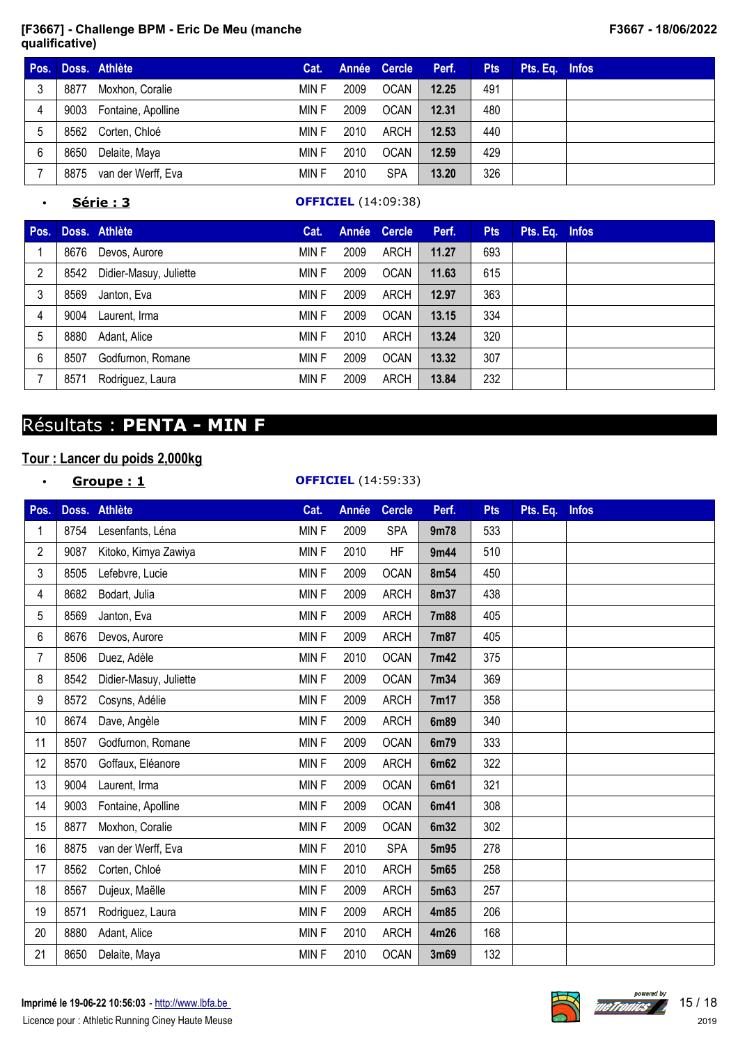| Pos. | Doss. | Athlète | Cat. | Année | Cercle | Perf. | Pts | Pts. Eq. | Infos |
|---|---|---|---|---|---|---|---|---|---|
| 3 | 8877 | Moxhon, Coralie | MIN F | 2009 | OCAN | 12.25 | 491 | | |
| 4 | 9003 | Fontaine, Apolline | MIN F | 2009 | OCAN | 12.31 | 480 | | |
| 5 | 8562 | Corten, Chloé | MIN F | 2010 | ARCH | 12.53 | 440 | | |
| 6 | 8650 | Delaite, Maya | MIN F | 2010 | OCAN | 12.59 | 429 | | |
| 7 | 8875 | van der Werff, Eva | MIN F | 2010 | SPA | 13.20 | 326 | | |

- **Série : 3** **OFFICIEL** (14:09:38)

| Pos. | Doss. | Athlète | Cat. | Année | Cercle | Perf. | Pts | Pts. Eq. | Infos |
|---|---|---|---|---|---|---|---|---|---|
| 1 | 8676 | Devos, Aurore | MIN F | 2009 | ARCH | 11.27 | 693 | | |
| 2 | 8542 | Didier-Masuy, Juliette | MIN F | 2009 | OCAN | 11.63 | 615 | | |
| 3 | 8569 | Janton, Eva | MIN F | 2009 | ARCH | 12.97 | 363 | | |
| 4 | 9004 | Laurent, Irma | MIN F | 2009 | OCAN | 13.15 | 334 | | |
| 5 | 8880 | Adant, Alice | MIN F | 2010 | ARCH | 13.24 | 320 | | |
| 6 | 8507 | Godfurnon, Romane | MIN F | 2009 | OCAN | 13.32 | 307 | | |
| 7 | 8571 | Rodriguez, Laura | MIN F | 2009 | ARCH | 13.84 | 232 | | |

# Résultats : **PENTA - MIN F**

## Tour : Lancer du poids 2,000kg

- **Groupe : 1** **OFFICIEL** (14:59:33)

| Pos. | Doss. | Athlète | Cat. | Année | Cercle | Perf. | Pts | Pts. Eq. | Infos |
|---|---|---|---|---|---|---|---|---|---|
| 1 | 8754 | Lesenfants, Léna | MIN F | 2009 | SPA | 9m78 | 533 | | |
| 2 | 9087 | Kitoko, Kimya Zawiya | MIN F | 2010 | HF | 9m44 | 510 | | |
| 3 | 8505 | Lefebvre, Lucie | MIN F | 2009 | OCAN | 8m54 | 450 | | |
| 4 | 8682 | Bodart, Julia | MIN F | 2009 | ARCH | 8m37 | 438 | | |
| 5 | 8569 | Janton, Eva | MIN F | 2009 | ARCH | 7m88 | 405 | | |
| 6 | 8676 | Devos, Aurore | MIN F | 2009 | ARCH | 7m87 | 405 | | |
| 7 | 8506 | Duez, Adèle | MIN F | 2010 | OCAN | 7m42 | 375 | | |
| 8 | 8542 | Didier-Masuy, Juliette | MIN F | 2009 | OCAN | 7m34 | 369 | | |
| 9 | 8572 | Cosyns, Adélie | MIN F | 2009 | ARCH | 7m17 | 358 | | |
| 10 | 8674 | Dave, Angèle | MIN F | 2009 | ARCH | 6m89 | 340 | | |
| 11 | 8507 | Godfurnon, Romane | MIN F | 2009 | OCAN | 6m79 | 333 | | |
| 12 | 8570 | Goffaux, Eléanore | MIN F | 2009 | ARCH | 6m62 | 322 | | |
| 13 | 9004 | Laurent, Irma | MIN F | 2009 | OCAN | 6m61 | 321 | | |
| 14 | 9003 | Fontaine, Apolline | MIN F | 2009 | OCAN | 6m41 | 308 | | |
| 15 | 8877 | Moxhon, Coralie | MIN F | 2009 | OCAN | 6m32 | 302 | | |
| 16 | 8875 | van der Werff, Eva | MIN F | 2010 | SPA | 5m95 | 278 | | |
| 17 | 8562 | Corten, Chloé | MIN F | 2010 | ARCH | 5m65 | 258 | | |
| 18 | 8567 | Dujeux, Maëlle | MIN F | 2009 | ARCH | 5m63 | 257 | | |
| 19 | 8571 | Rodriguez, Laura | MIN F | 2009 | ARCH | 4m85 | 206 | | |
| 20 | 8880 | Adant, Alice | MIN F | 2010 | ARCH | 4m26 | 168 | | |
| 21 | 8650 | Delaite, Maya | MIN F | 2010 | OCAN | 3m69 | 132 | | |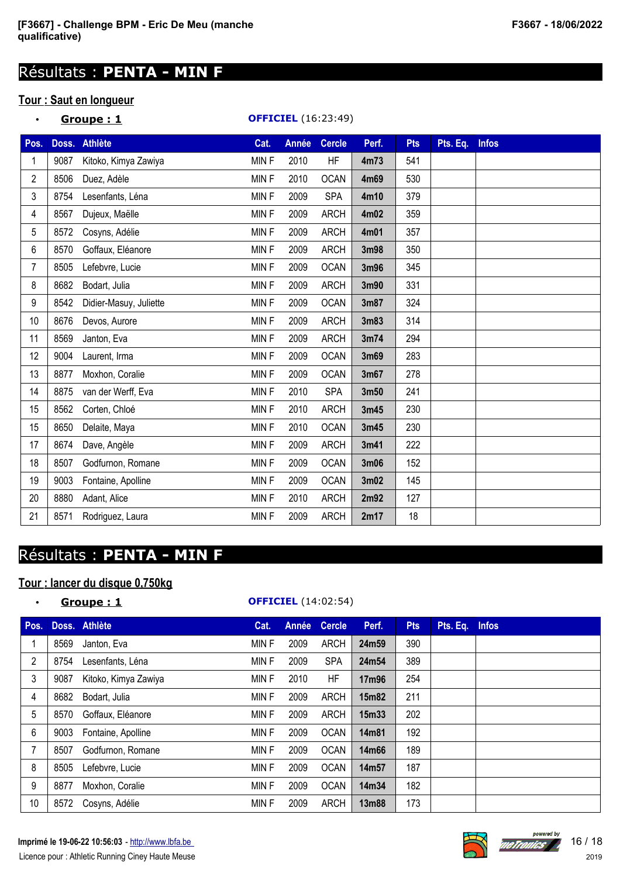# Résultats : **PENTA - MIN F**

## Tour : Saut en longueur

- **Groupe : 1** — **OFFICIEL** (16:23:49)

| Pos. | Doss. | Athlète | Cat. | Année | Cercle | Perf. | Pts | Pts. Eq. | Infos |
|---|---|---|---|---|---|---|---|---|---|
| 1 | 9087 | Kitoko, Kimya Zawiya | MIN F | 2010 | HF | **4m73** | 541 | | |
| 2 | 8506 | Duez, Adèle | MIN F | 2010 | OCAN | **4m69** | 530 | | |
| 3 | 8754 | Lesenfants, Léna | MIN F | 2009 | SPA | **4m10** | 379 | | |
| 4 | 8567 | Dujeux, Maëlle | MIN F | 2009 | ARCH | **4m02** | 359 | | |
| 5 | 8572 | Cosyns, Adélie | MIN F | 2009 | ARCH | **4m01** | 357 | | |
| 6 | 8570 | Goffaux, Eléanore | MIN F | 2009 | ARCH | **3m98** | 350 | | |
| 7 | 8505 | Lefebvre, Lucie | MIN F | 2009 | OCAN | **3m96** | 345 | | |
| 8 | 8682 | Bodart, Julia | MIN F | 2009 | ARCH | **3m90** | 331 | | |
| 9 | 8542 | Didier-Masuy, Juliette | MIN F | 2009 | OCAN | **3m87** | 324 | | |
| 10 | 8676 | Devos, Aurore | MIN F | 2009 | ARCH | **3m83** | 314 | | |
| 11 | 8569 | Janton, Eva | MIN F | 2009 | ARCH | **3m74** | 294 | | |
| 12 | 9004 | Laurent, Irma | MIN F | 2009 | OCAN | **3m69** | 283 | | |
| 13 | 8877 | Moxhon, Coralie | MIN F | 2009 | OCAN | **3m67** | 278 | | |
| 14 | 8875 | van der Werff, Eva | MIN F | 2010 | SPA | **3m50** | 241 | | |
| 15 | 8562 | Corten, Chloé | MIN F | 2010 | ARCH | **3m45** | 230 | | |
| 15 | 8650 | Delaite, Maya | MIN F | 2010 | OCAN | **3m45** | 230 | | |
| 17 | 8674 | Dave, Angèle | MIN F | 2009 | ARCH | **3m41** | 222 | | |
| 18 | 8507 | Godfurnon, Romane | MIN F | 2009 | OCAN | **3m06** | 152 | | |
| 19 | 9003 | Fontaine, Apolline | MIN F | 2009 | OCAN | **3m02** | 145 | | |
| 20 | 8880 | Adant, Alice | MIN F | 2010 | ARCH | **2m92** | 127 | | |
| 21 | 8571 | Rodriguez, Laura | MIN F | 2009 | ARCH | **2m17** | 18 | | |

# Résultats : **PENTA - MIN F**

## Tour : lancer du disque 0,750kg

- **Groupe : 1** — **OFFICIEL** (14:02:54)

| Pos. | Doss. | Athlète | Cat. | Année | Cercle | Perf. | Pts | Pts. Eq. | Infos |
|---|---|---|---|---|---|---|---|---|---|
| 1 | 8569 | Janton, Eva | MIN F | 2009 | ARCH | **24m59** | 390 | | |
| 2 | 8754 | Lesenfants, Léna | MIN F | 2009 | SPA | **24m54** | 389 | | |
| 3 | 9087 | Kitoko, Kimya Zawiya | MIN F | 2010 | HF | **17m96** | 254 | | |
| 4 | 8682 | Bodart, Julia | MIN F | 2009 | ARCH | **15m82** | 211 | | |
| 5 | 8570 | Goffaux, Eléanore | MIN F | 2009 | ARCH | **15m33** | 202 | | |
| 6 | 9003 | Fontaine, Apolline | MIN F | 2009 | OCAN | **14m81** | 192 | | |
| 7 | 8507 | Godfurnon, Romane | MIN F | 2009 | OCAN | **14m66** | 189 | | |
| 8 | 8505 | Lefebvre, Lucie | MIN F | 2009 | OCAN | **14m57** | 187 | | |
| 9 | 8877 | Moxhon, Coralie | MIN F | 2009 | OCAN | **14m34** | 182 | | |
| 10 | 8572 | Cosyns, Adélie | MIN F | 2009 | ARCH | **13m88** | 173 | | |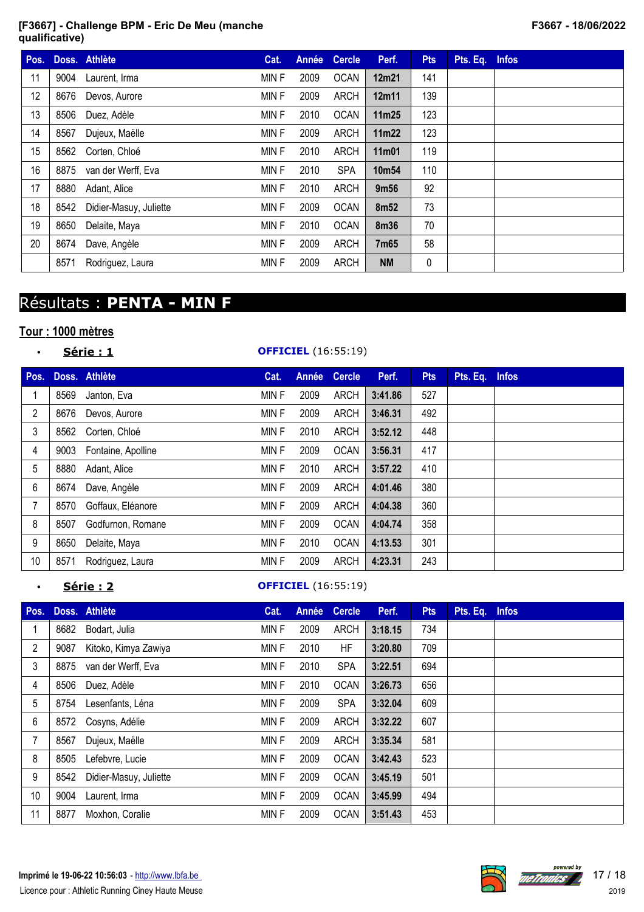| Pos. | Doss. | Athlète | Cat. | Année | Cercle | Perf. | Pts | Pts. Eq. | Infos |
|---|---|---|---|---|---|---|---|---|---|
| 11 | 9004 | Laurent, Irma | MIN F | 2009 | OCAN | 12m21 | 141 | | |
| 12 | 8676 | Devos, Aurore | MIN F | 2009 | ARCH | 12m11 | 139 | | |
| 13 | 8506 | Duez, Adèle | MIN F | 2010 | OCAN | 11m25 | 123 | | |
| 14 | 8567 | Dujeux, Maëlle | MIN F | 2009 | ARCH | 11m22 | 123 | | |
| 15 | 8562 | Corten, Chloé | MIN F | 2010 | ARCH | 11m01 | 119 | | |
| 16 | 8875 | van der Werff, Eva | MIN F | 2010 | SPA | 10m54 | 110 | | |
| 17 | 8880 | Adant, Alice | MIN F | 2010 | ARCH | 9m56 | 92 | | |
| 18 | 8542 | Didier-Masuy, Juliette | MIN F | 2009 | OCAN | 8m52 | 73 | | |
| 19 | 8650 | Delaite, Maya | MIN F | 2010 | OCAN | 8m36 | 70 | | |
| 20 | 8674 | Dave, Angèle | MIN F | 2009 | ARCH | 7m65 | 58 | | |
| | 8571 | Rodriguez, Laura | MIN F | 2009 | ARCH | NM | 0 | | |

# Résultats : **PENTA - MIN F**

## Tour : 1000 mètres

- **Série : 1** — **OFFICIEL** (16:55:19)

| Pos. | Doss. | Athlète | Cat. | Année | Cercle | Perf. | Pts | Pts. Eq. | Infos |
|---|---|---|---|---|---|---|---|---|---|
| 1 | 8569 | Janton, Eva | MIN F | 2009 | ARCH | 3:41.86 | 527 | | |
| 2 | 8676 | Devos, Aurore | MIN F | 2009 | ARCH | 3:46.31 | 492 | | |
| 3 | 8562 | Corten, Chloé | MIN F | 2010 | ARCH | 3:52.12 | 448 | | |
| 4 | 9003 | Fontaine, Apolline | MIN F | 2009 | OCAN | 3:56.31 | 417 | | |
| 5 | 8880 | Adant, Alice | MIN F | 2010 | ARCH | 3:57.22 | 410 | | |
| 6 | 8674 | Dave, Angèle | MIN F | 2009 | ARCH | 4:01.46 | 380 | | |
| 7 | 8570 | Goffaux, Eléanore | MIN F | 2009 | ARCH | 4:04.38 | 360 | | |
| 8 | 8507 | Godfurnon, Romane | MIN F | 2009 | OCAN | 4:04.74 | 358 | | |
| 9 | 8650 | Delaite, Maya | MIN F | 2010 | OCAN | 4:13.53 | 301 | | |
| 10 | 8571 | Rodriguez, Laura | MIN F | 2009 | ARCH | 4:23.31 | 243 | | |

- **Série : 2** — **OFFICIEL** (16:55:19)

| Pos. | Doss. | Athlète | Cat. | Année | Cercle | Perf. | Pts | Pts. Eq. | Infos |
|---|---|---|---|---|---|---|---|---|---|
| 1 | 8682 | Bodart, Julia | MIN F | 2009 | ARCH | 3:18.15 | 734 | | |
| 2 | 9087 | Kitoko, Kimya Zawiya | MIN F | 2010 | HF | 3:20.80 | 709 | | |
| 3 | 8875 | van der Werff, Eva | MIN F | 2010 | SPA | 3:22.51 | 694 | | |
| 4 | 8506 | Duez, Adèle | MIN F | 2010 | OCAN | 3:26.73 | 656 | | |
| 5 | 8754 | Lesenfants, Léna | MIN F | 2009 | SPA | 3:32.04 | 609 | | |
| 6 | 8572 | Cosyns, Adélie | MIN F | 2009 | ARCH | 3:32.22 | 607 | | |
| 7 | 8567 | Dujeux, Maëlle | MIN F | 2009 | ARCH | 3:35.34 | 581 | | |
| 8 | 8505 | Lefebvre, Lucie | MIN F | 2009 | OCAN | 3:42.43 | 523 | | |
| 9 | 8542 | Didier-Masuy, Juliette | MIN F | 2009 | OCAN | 3:45.19 | 501 | | |
| 10 | 9004 | Laurent, Irma | MIN F | 2009 | OCAN | 3:45.99 | 494 | | |
| 11 | 8877 | Moxhon, Coralie | MIN F | 2009 | OCAN | 3:51.43 | 453 | | |